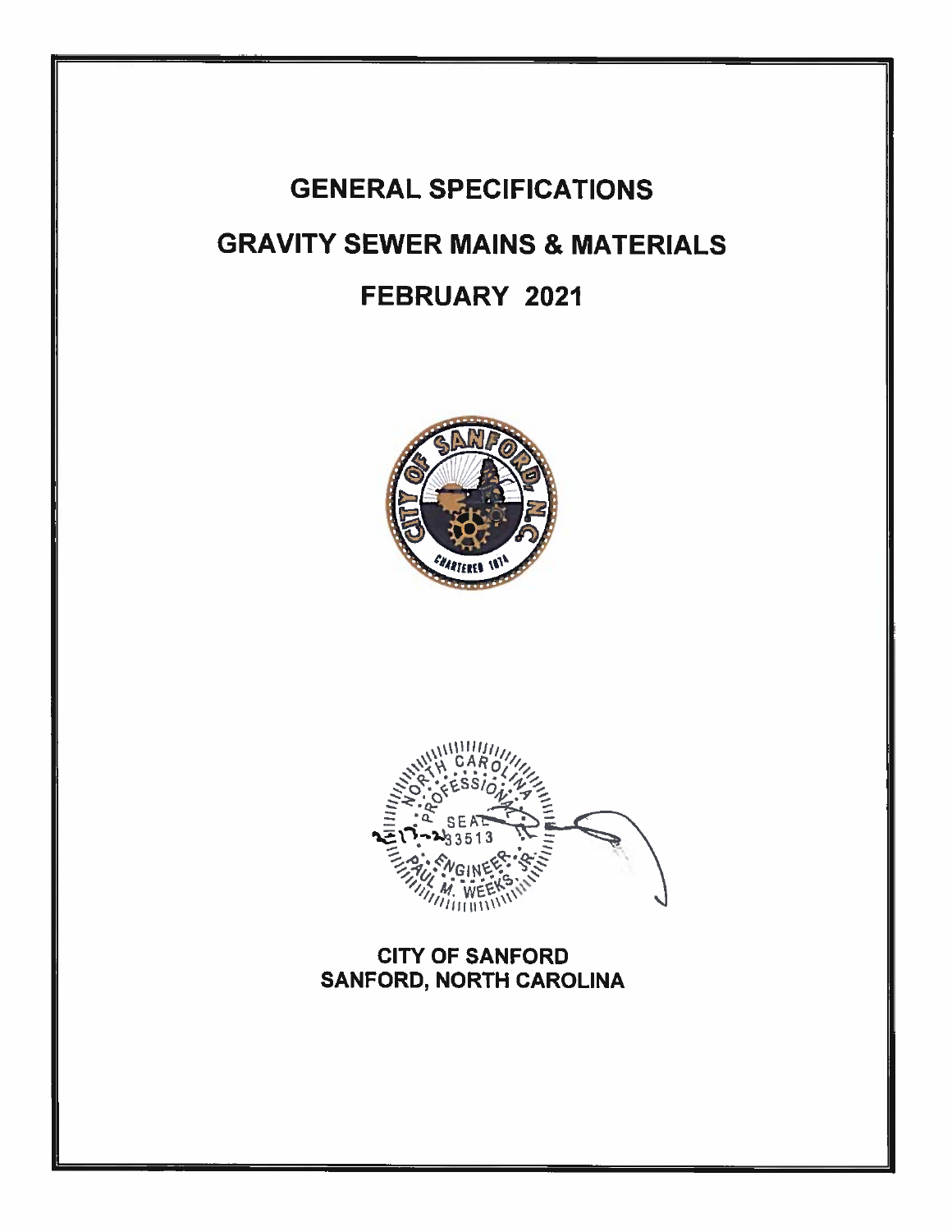# GENERAL SPECIFICATIONS

# GRAVITY SEWER MAINS & MATERIALS

# FEBRUARY 2021

**CITY OF SANFORD**
**SANFORD, NORTH CAROLINA**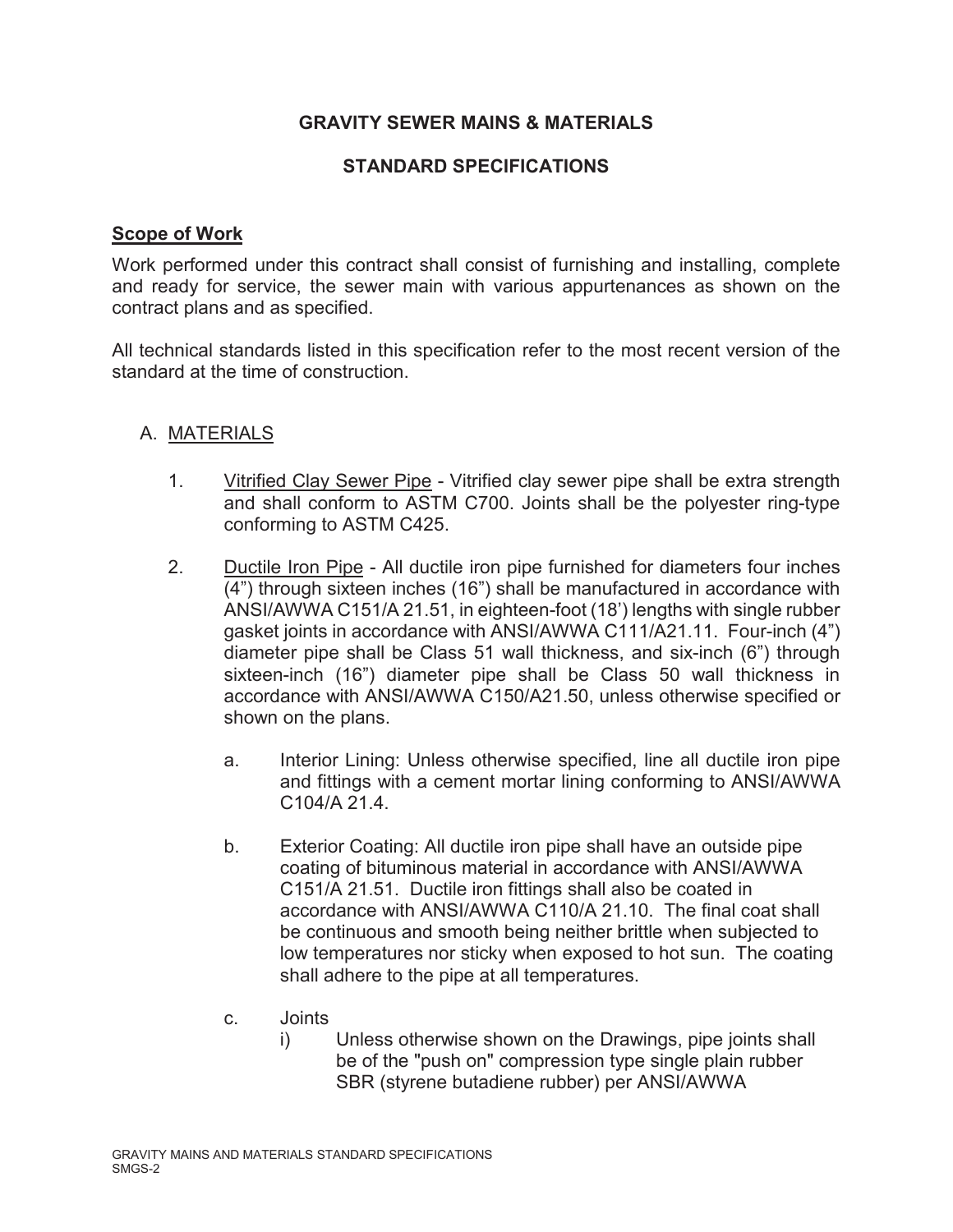# GRAVITY SEWER MAINS & MATERIALS

## STANDARD SPECIFICATIONS

**Scope of Work**

Work performed under this contract shall consist of furnishing and installing, complete and ready for service, the sewer main with various appurtenances as shown on the contract plans and as specified.

All technical standards listed in this specification refer to the most recent version of the standard at the time of construction.

A. MATERIALS

1. Vitrified Clay Sewer Pipe - Vitrified clay sewer pipe shall be extra strength and shall conform to ASTM C700. Joints shall be the polyester ring-type conforming to ASTM C425.

2. Ductile Iron Pipe - All ductile iron pipe furnished for diameters four inches (4") through sixteen inches (16") shall be manufactured in accordance with ANSI/AWWA C151/A 21.51, in eighteen-foot (18') lengths with single rubber gasket joints in accordance with ANSI/AWWA C111/A21.11. Four-inch (4") diameter pipe shall be Class 51 wall thickness, and six-inch (6") through sixteen-inch (16") diameter pipe shall be Class 50 wall thickness in accordance with ANSI/AWWA C150/A21.50, unless otherwise specified or shown on the plans.

   a. Interior Lining: Unless otherwise specified, line all ductile iron pipe and fittings with a cement mortar lining conforming to ANSI/AWWA C104/A 21.4.

   b. Exterior Coating: All ductile iron pipe shall have an outside pipe coating of bituminous material in accordance with ANSI/AWWA C151/A 21.51. Ductile iron fittings shall also be coated in accordance with ANSI/AWWA C110/A 21.10. The final coat shall be continuous and smooth being neither brittle when subjected to low temperatures nor sticky when exposed to hot sun. The coating shall adhere to the pipe at all temperatures.

   c. Joints

      i) Unless otherwise shown on the Drawings, pipe joints shall be of the "push on" compression type single plain rubber SBR (styrene butadiene rubber) per ANSI/AWWA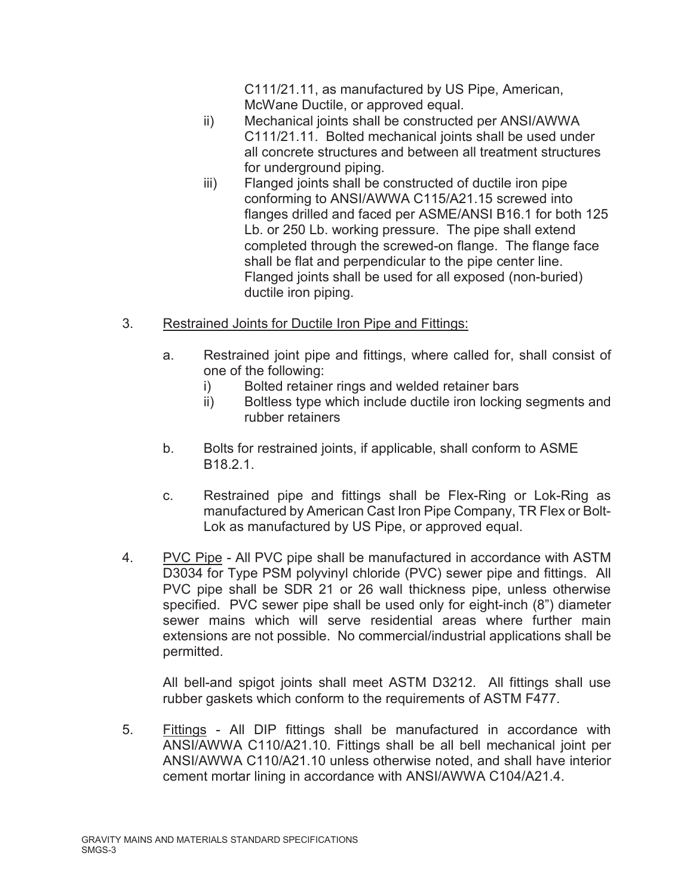C111/21.11, as manufactured by US Pipe, American, McWane Ductile, or approved equal.

ii) Mechanical joints shall be constructed per ANSI/AWWA C111/21.11. Bolted mechanical joints shall be used under all concrete structures and between all treatment structures for underground piping.

iii) Flanged joints shall be constructed of ductile iron pipe conforming to ANSI/AWWA C115/A21.15 screwed into flanges drilled and faced per ASME/ANSI B16.1 for both 125 Lb. or 250 Lb. working pressure. The pipe shall extend completed through the screwed-on flange. The flange face shall be flat and perpendicular to the pipe center line. Flanged joints shall be used for all exposed (non-buried) ductile iron piping.

3. <u>Restrained Joints for Ductile Iron Pipe and Fittings:</u>

   a. Restrained joint pipe and fittings, where called for, shall consist of one of the following:
      i) Bolted retainer rings and welded retainer bars
      ii) Boltless type which include ductile iron locking segments and rubber retainers

   b. Bolts for restrained joints, if applicable, shall conform to ASME B18.2.1.

   c. Restrained pipe and fittings shall be Flex-Ring or Lok-Ring as manufactured by American Cast Iron Pipe Company, TR Flex or Bolt-Lok as manufactured by US Pipe, or approved equal.

4. <u>PVC Pipe</u> - All PVC pipe shall be manufactured in accordance with ASTM D3034 for Type PSM polyvinyl chloride (PVC) sewer pipe and fittings. All PVC pipe shall be SDR 21 or 26 wall thickness pipe, unless otherwise specified. PVC sewer pipe shall be used only for eight-inch (8") diameter sewer mains which will serve residential areas where further main extensions are not possible. No commercial/industrial applications shall be permitted.

   All bell-and spigot joints shall meet ASTM D3212. All fittings shall use rubber gaskets which conform to the requirements of ASTM F477.

5. <u>Fittings</u> - All DIP fittings shall be manufactured in accordance with ANSI/AWWA C110/A21.10. Fittings shall be all bell mechanical joint per ANSI/AWWA C110/A21.10 unless otherwise noted, and shall have interior cement mortar lining in accordance with ANSI/AWWA C104/A21.4.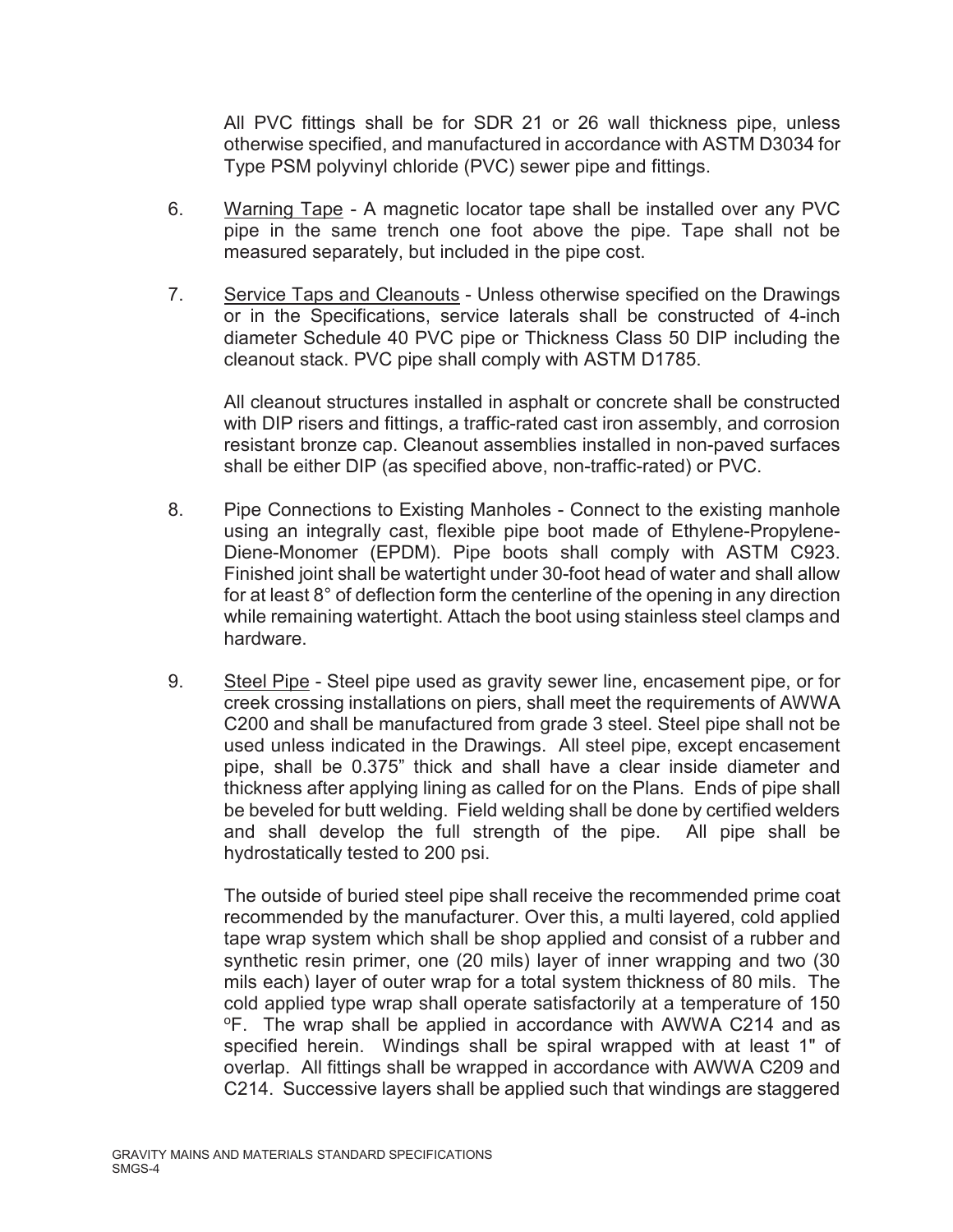All PVC fittings shall be for SDR 21 or 26 wall thickness pipe, unless otherwise specified, and manufactured in accordance with ASTM D3034 for Type PSM polyvinyl chloride (PVC) sewer pipe and fittings.

6. Warning Tape - A magnetic locator tape shall be installed over any PVC pipe in the same trench one foot above the pipe. Tape shall not be measured separately, but included in the pipe cost.

7. Service Taps and Cleanouts - Unless otherwise specified on the Drawings or in the Specifications, service laterals shall be constructed of 4-inch diameter Schedule 40 PVC pipe or Thickness Class 50 DIP including the cleanout stack. PVC pipe shall comply with ASTM D1785.

   All cleanout structures installed in asphalt or concrete shall be constructed with DIP risers and fittings, a traffic-rated cast iron assembly, and corrosion resistant bronze cap. Cleanout assemblies installed in non-paved surfaces shall be either DIP (as specified above, non-traffic-rated) or PVC.

8. Pipe Connections to Existing Manholes - Connect to the existing manhole using an integrally cast, flexible pipe boot made of Ethylene-Propylene-Diene-Monomer (EPDM). Pipe boots shall comply with ASTM C923. Finished joint shall be watertight under 30-foot head of water and shall allow for at least 8° of deflection form the centerline of the opening in any direction while remaining watertight. Attach the boot using stainless steel clamps and hardware.

9. Steel Pipe - Steel pipe used as gravity sewer line, encasement pipe, or for creek crossing installations on piers, shall meet the requirements of AWWA C200 and shall be manufactured from grade 3 steel. Steel pipe shall not be used unless indicated in the Drawings. All steel pipe, except encasement pipe, shall be 0.375" thick and shall have a clear inside diameter and thickness after applying lining as called for on the Plans. Ends of pipe shall be beveled for butt welding. Field welding shall be done by certified welders and shall develop the full strength of the pipe. All pipe shall be hydrostatically tested to 200 psi.

   The outside of buried steel pipe shall receive the recommended prime coat recommended by the manufacturer. Over this, a multi layered, cold applied tape wrap system which shall be shop applied and consist of a rubber and synthetic resin primer, one (20 mils) layer of inner wrapping and two (30 mils each) layer of outer wrap for a total system thickness of 80 mils. The cold applied type wrap shall operate satisfactorily at a temperature of 150 ºF. The wrap shall be applied in accordance with AWWA C214 and as specified herein. Windings shall be spiral wrapped with at least 1" of overlap. All fittings shall be wrapped in accordance with AWWA C209 and C214. Successive layers shall be applied such that windings are staggered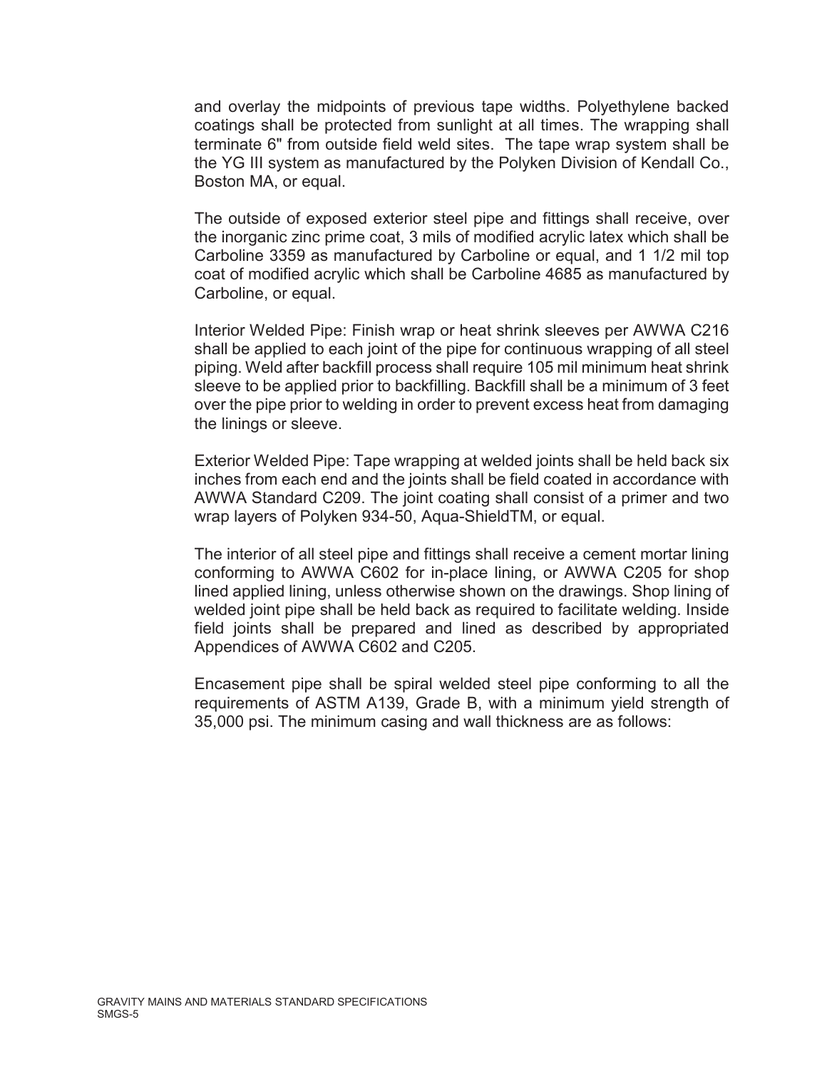and overlay the midpoints of previous tape widths. Polyethylene backed coatings shall be protected from sunlight at all times. The wrapping shall terminate 6" from outside field weld sites. The tape wrap system shall be the YG III system as manufactured by the Polyken Division of Kendall Co., Boston MA, or equal.

The outside of exposed exterior steel pipe and fittings shall receive, over the inorganic zinc prime coat, 3 mils of modified acrylic latex which shall be Carboline 3359 as manufactured by Carboline or equal, and 1 1/2 mil top coat of modified acrylic which shall be Carboline 4685 as manufactured by Carboline, or equal.

Interior Welded Pipe: Finish wrap or heat shrink sleeves per AWWA C216 shall be applied to each joint of the pipe for continuous wrapping of all steel piping. Weld after backfill process shall require 105 mil minimum heat shrink sleeve to be applied prior to backfilling. Backfill shall be a minimum of 3 feet over the pipe prior to welding in order to prevent excess heat from damaging the linings or sleeve.

Exterior Welded Pipe: Tape wrapping at welded joints shall be held back six inches from each end and the joints shall be field coated in accordance with AWWA Standard C209. The joint coating shall consist of a primer and two wrap layers of Polyken 934-50, Aqua-ShieldTM, or equal.

The interior of all steel pipe and fittings shall receive a cement mortar lining conforming to AWWA C602 for in-place lining, or AWWA C205 for shop lined applied lining, unless otherwise shown on the drawings. Shop lining of welded joint pipe shall be held back as required to facilitate welding. Inside field joints shall be prepared and lined as described by appropriated Appendices of AWWA C602 and C205.

Encasement pipe shall be spiral welded steel pipe conforming to all the requirements of ASTM A139, Grade B, with a minimum yield strength of 35,000 psi. The minimum casing and wall thickness are as follows: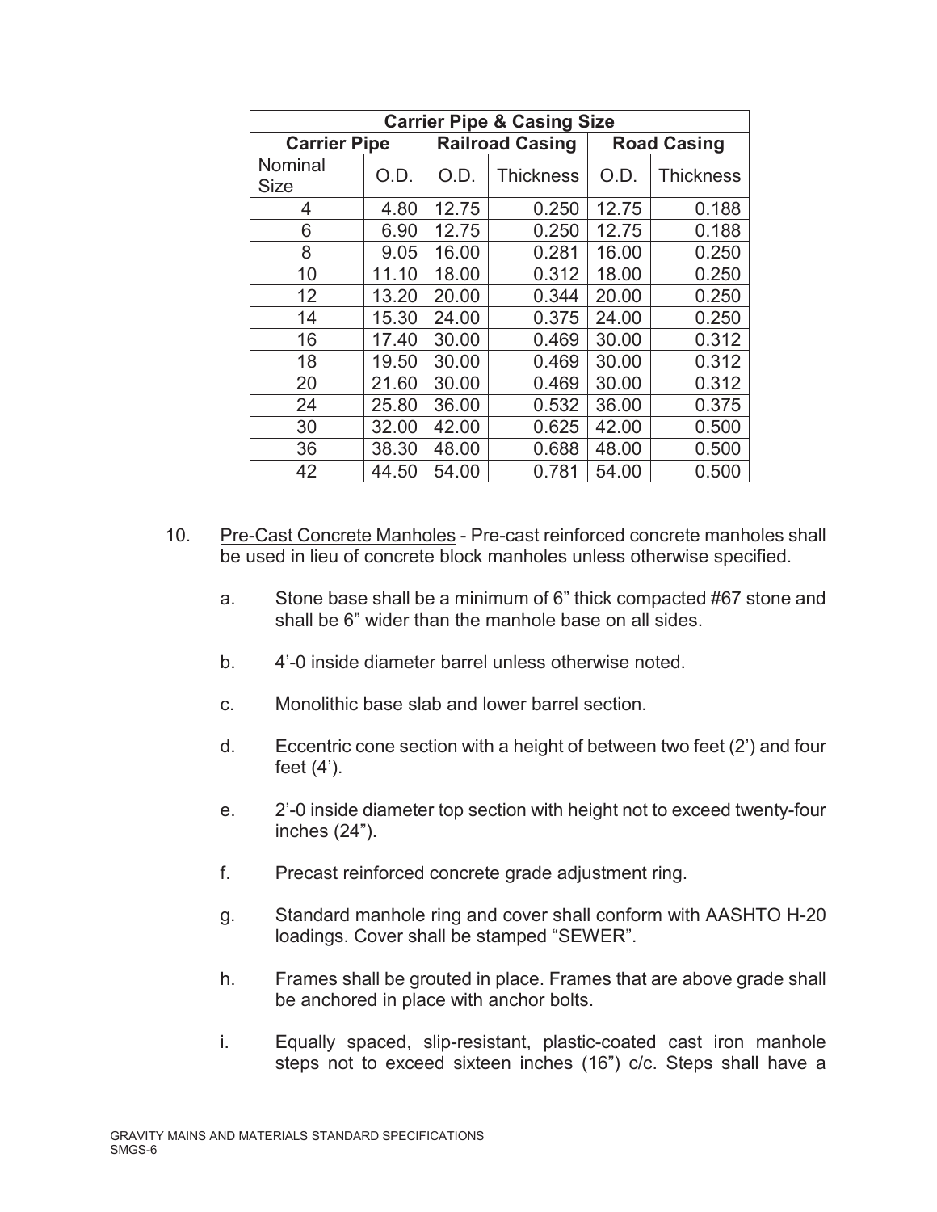| Carrier Pipe & Casing Size | | | | | |
|---|---|---|---|---|---|
| Carrier Pipe | | Railroad Casing | | Road Casing | |
| Nominal Size | O.D. | O.D. | Thickness | O.D. | Thickness |
| 4 | 4.80 | 12.75 | 0.250 | 12.75 | 0.188 |
| 6 | 6.90 | 12.75 | 0.250 | 12.75 | 0.188 |
| 8 | 9.05 | 16.00 | 0.281 | 16.00 | 0.250 |
| 10 | 11.10 | 18.00 | 0.312 | 18.00 | 0.250 |
| 12 | 13.20 | 20.00 | 0.344 | 20.00 | 0.250 |
| 14 | 15.30 | 24.00 | 0.375 | 24.00 | 0.250 |
| 16 | 17.40 | 30.00 | 0.469 | 30.00 | 0.312 |
| 18 | 19.50 | 30.00 | 0.469 | 30.00 | 0.312 |
| 20 | 21.60 | 30.00 | 0.469 | 30.00 | 0.312 |
| 24 | 25.80 | 36.00 | 0.532 | 36.00 | 0.375 |
| 30 | 32.00 | 42.00 | 0.625 | 42.00 | 0.500 |
| 36 | 38.30 | 48.00 | 0.688 | 48.00 | 0.500 |
| 42 | 44.50 | 54.00 | 0.781 | 54.00 | 0.500 |

10. Pre-Cast Concrete Manholes - Pre-cast reinforced concrete manholes shall be used in lieu of concrete block manholes unless otherwise specified.

    a. Stone base shall be a minimum of 6" thick compacted #67 stone and shall be 6" wider than the manhole base on all sides.

    b. 4'-0 inside diameter barrel unless otherwise noted.

    c. Monolithic base slab and lower barrel section.

    d. Eccentric cone section with a height of between two feet (2') and four feet (4').

    e. 2'-0 inside diameter top section with height not to exceed twenty-four inches (24").

    f. Precast reinforced concrete grade adjustment ring.

    g. Standard manhole ring and cover shall conform with AASHTO H-20 loadings. Cover shall be stamped "SEWER".

    h. Frames shall be grouted in place. Frames that are above grade shall be anchored in place with anchor bolts.

    i. Equally spaced, slip-resistant, plastic-coated cast iron manhole steps not to exceed sixteen inches (16") c/c. Steps shall have a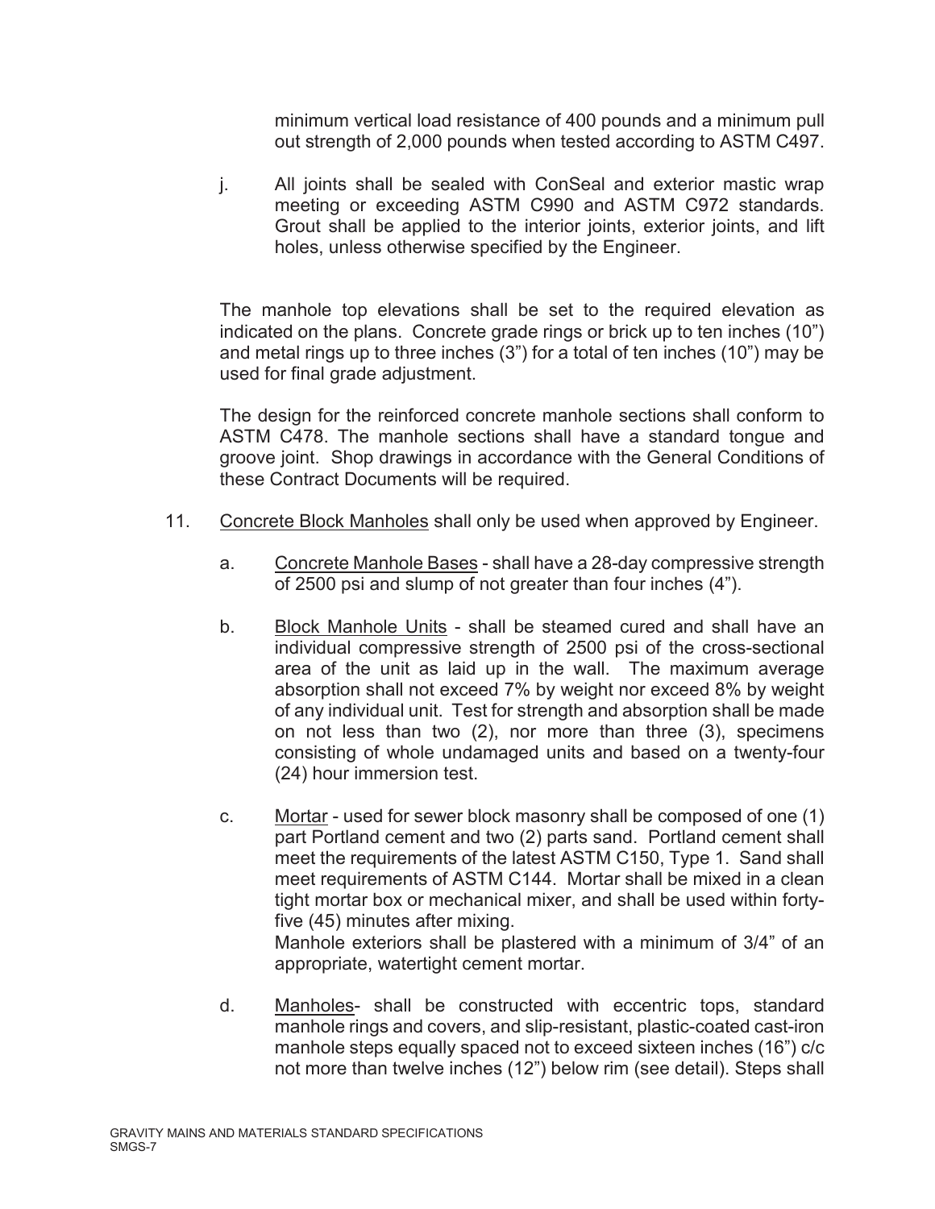minimum vertical load resistance of 400 pounds and a minimum pull out strength of 2,000 pounds when tested according to ASTM C497.

j. All joints shall be sealed with ConSeal and exterior mastic wrap meeting or exceeding ASTM C990 and ASTM C972 standards. Grout shall be applied to the interior joints, exterior joints, and lift holes, unless otherwise specified by the Engineer.

The manhole top elevations shall be set to the required elevation as indicated on the plans. Concrete grade rings or brick up to ten inches (10") and metal rings up to three inches (3") for a total of ten inches (10") may be used for final grade adjustment.

The design for the reinforced concrete manhole sections shall conform to ASTM C478. The manhole sections shall have a standard tongue and groove joint. Shop drawings in accordance with the General Conditions of these Contract Documents will be required.

11. Concrete Block Manholes shall only be used when approved by Engineer.

   a. Concrete Manhole Bases - shall have a 28-day compressive strength of 2500 psi and slump of not greater than four inches (4").

   b. Block Manhole Units - shall be steamed cured and shall have an individual compressive strength of 2500 psi of the cross-sectional area of the unit as laid up in the wall. The maximum average absorption shall not exceed 7% by weight nor exceed 8% by weight of any individual unit. Test for strength and absorption shall be made on not less than two (2), nor more than three (3), specimens consisting of whole undamaged units and based on a twenty-four (24) hour immersion test.

   c. Mortar - used for sewer block masonry shall be composed of one (1) part Portland cement and two (2) parts sand. Portland cement shall meet the requirements of the latest ASTM C150, Type 1. Sand shall meet requirements of ASTM C144. Mortar shall be mixed in a clean tight mortar box or mechanical mixer, and shall be used within forty-five (45) minutes after mixing.
   Manhole exteriors shall be plastered with a minimum of 3/4" of an appropriate, watertight cement mortar.

   d. Manholes- shall be constructed with eccentric tops, standard manhole rings and covers, and slip-resistant, plastic-coated cast-iron manhole steps equally spaced not to exceed sixteen inches (16") c/c not more than twelve inches (12") below rim (see detail). Steps shall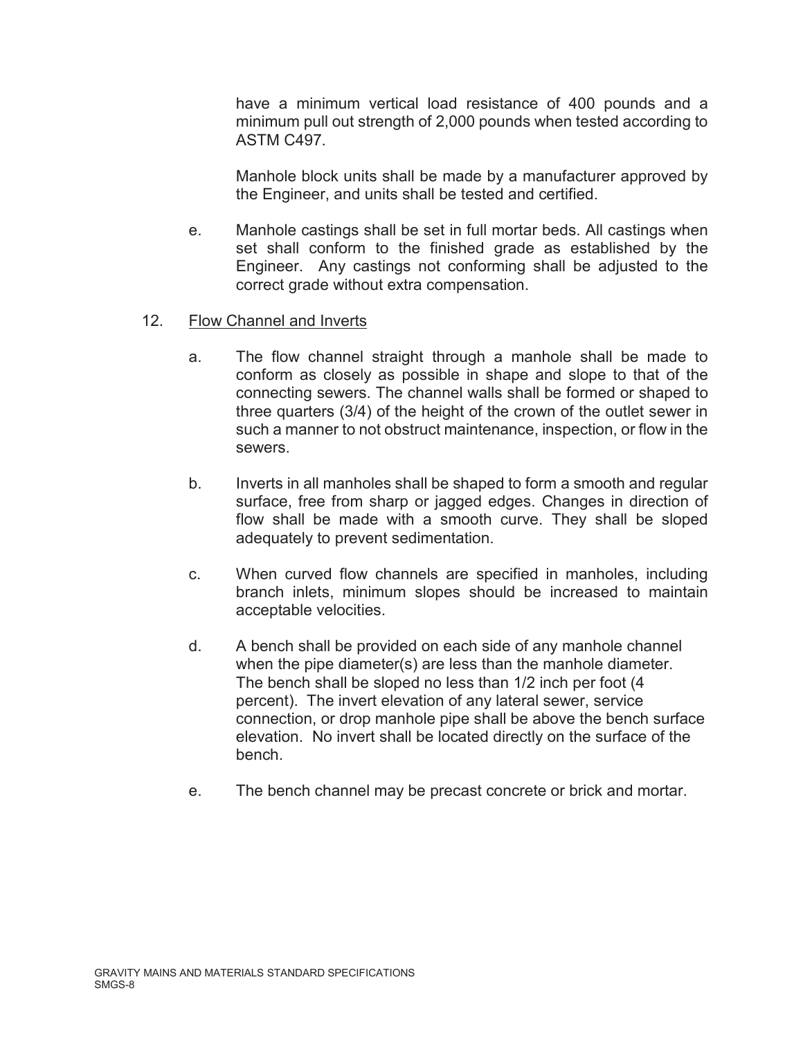have a minimum vertical load resistance of 400 pounds and a minimum pull out strength of 2,000 pounds when tested according to ASTM C497.

Manhole block units shall be made by a manufacturer approved by the Engineer, and units shall be tested and certified.

e. Manhole castings shall be set in full mortar beds. All castings when set shall conform to the finished grade as established by the Engineer. Any castings not conforming shall be adjusted to the correct grade without extra compensation.

12. <u>Flow Channel and Inverts</u>

a. The flow channel straight through a manhole shall be made to conform as closely as possible in shape and slope to that of the connecting sewers. The channel walls shall be formed or shaped to three quarters (3/4) of the height of the crown of the outlet sewer in such a manner to not obstruct maintenance, inspection, or flow in the sewers.

b. Inverts in all manholes shall be shaped to form a smooth and regular surface, free from sharp or jagged edges. Changes in direction of flow shall be made with a smooth curve. They shall be sloped adequately to prevent sedimentation.

c. When curved flow channels are specified in manholes, including branch inlets, minimum slopes should be increased to maintain acceptable velocities.

d. A bench shall be provided on each side of any manhole channel when the pipe diameter(s) are less than the manhole diameter. The bench shall be sloped no less than 1/2 inch per foot (4 percent). The invert elevation of any lateral sewer, service connection, or drop manhole pipe shall be above the bench surface elevation. No invert shall be located directly on the surface of the bench.

e. The bench channel may be precast concrete or brick and mortar.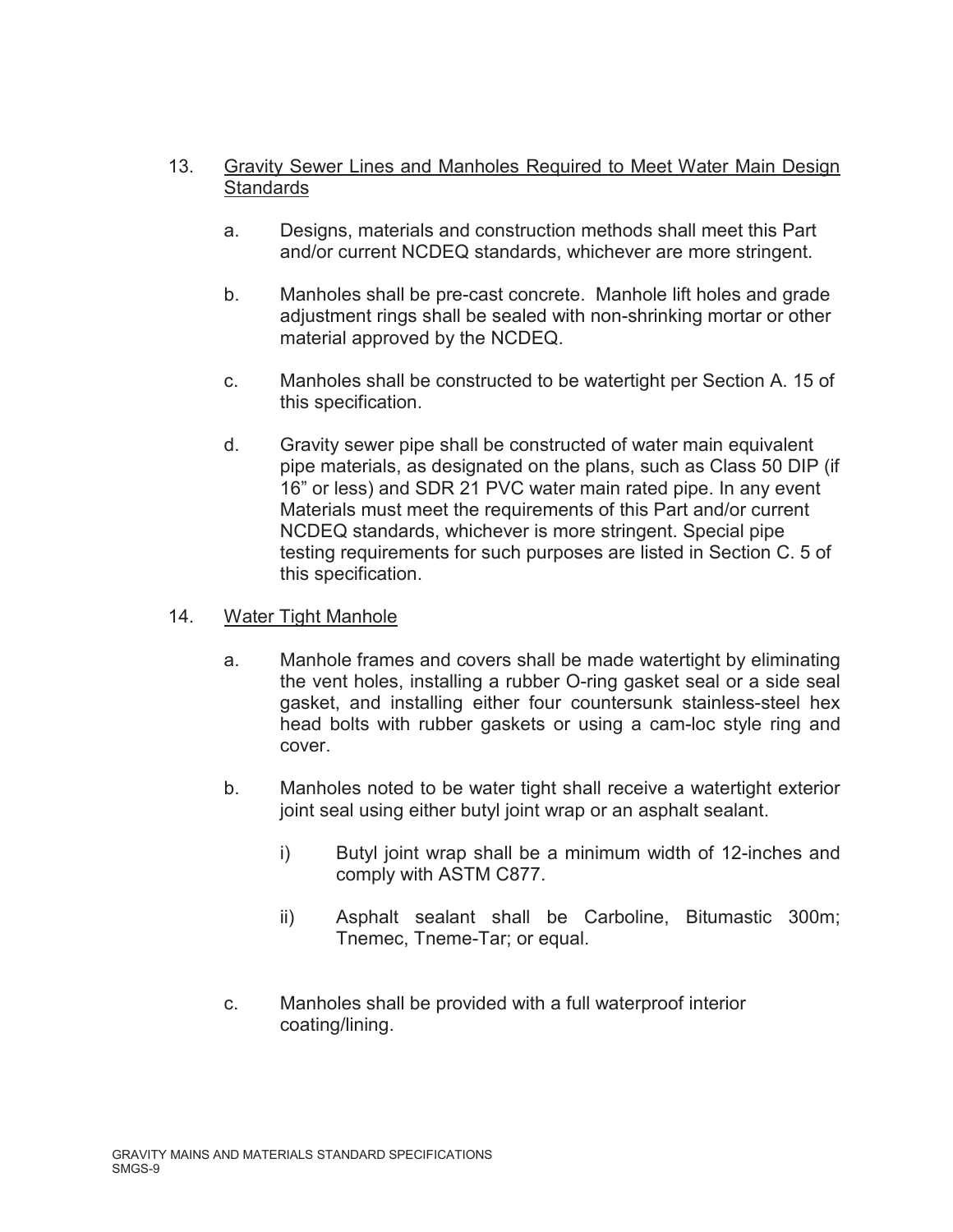13. <u>Gravity Sewer Lines and Manholes Required to Meet Water Main Design Standards</u>

    a. Designs, materials and construction methods shall meet this Part and/or current NCDEQ standards, whichever are more stringent.

    b. Manholes shall be pre-cast concrete. Manhole lift holes and grade adjustment rings shall be sealed with non-shrinking mortar or other material approved by the NCDEQ.

    c. Manholes shall be constructed to be watertight per Section A. 15 of this specification.

    d. Gravity sewer pipe shall be constructed of water main equivalent pipe materials, as designated on the plans, such as Class 50 DIP (if 16" or less) and SDR 21 PVC water main rated pipe. In any event Materials must meet the requirements of this Part and/or current NCDEQ standards, whichever is more stringent. Special pipe testing requirements for such purposes are listed in Section C. 5 of this specification.

14. <u>Water Tight Manhole</u>

    a. Manhole frames and covers shall be made watertight by eliminating the vent holes, installing a rubber O-ring gasket seal or a side seal gasket, and installing either four countersunk stainless-steel hex head bolts with rubber gaskets or using a cam-loc style ring and cover.

    b. Manholes noted to be water tight shall receive a watertight exterior joint seal using either butyl joint wrap or an asphalt sealant.

        i) Butyl joint wrap shall be a minimum width of 12-inches and comply with ASTM C877.

        ii) Asphalt sealant shall be Carboline, Bitumastic 300m; Tnemec, Tneme-Tar; or equal.

    c. Manholes shall be provided with a full waterproof interior coating/lining.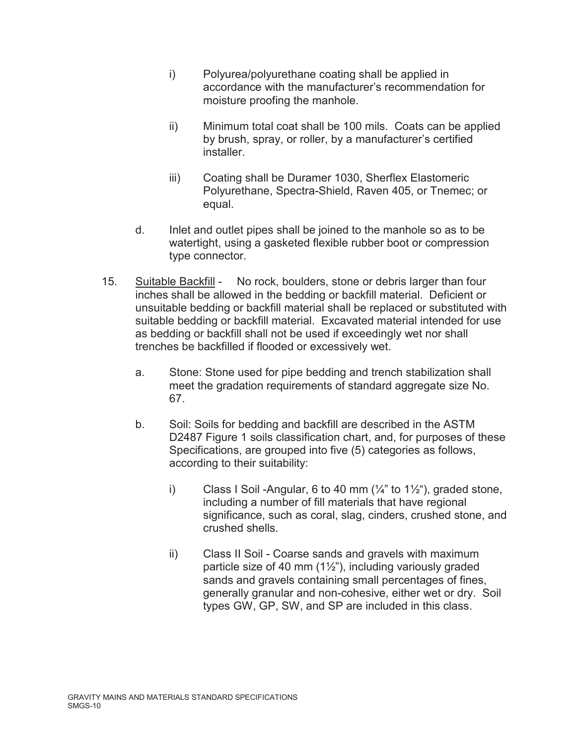i) Polyurea/polyurethane coating shall be applied in accordance with the manufacturer's recommendation for moisture proofing the manhole.

ii) Minimum total coat shall be 100 mils. Coats can be applied by brush, spray, or roller, by a manufacturer's certified installer.

iii) Coating shall be Duramer 1030, Sherflex Elastomeric Polyurethane, Spectra-Shield, Raven 405, or Tnemec; or equal.

d. Inlet and outlet pipes shall be joined to the manhole so as to be watertight, using a gasketed flexible rubber boot or compression type connector.

15. Suitable Backfill - No rock, boulders, stone or debris larger than four inches shall be allowed in the bedding or backfill material. Deficient or unsuitable bedding or backfill material shall be replaced or substituted with suitable bedding or backfill material. Excavated material intended for use as bedding or backfill shall not be used if exceedingly wet nor shall trenches be backfilled if flooded or excessively wet.

a. Stone: Stone used for pipe bedding and trench stabilization shall meet the gradation requirements of standard aggregate size No. 67.

b. Soil: Soils for bedding and backfill are described in the ASTM D2487 Figure 1 soils classification chart, and, for purposes of these Specifications, are grouped into five (5) categories as follows, according to their suitability:

i) Class I Soil -Angular, 6 to 40 mm (¼" to 1½"), graded stone, including a number of fill materials that have regional significance, such as coral, slag, cinders, crushed stone, and crushed shells.

ii) Class II Soil - Coarse sands and gravels with maximum particle size of 40 mm (1½"), including variously graded sands and gravels containing small percentages of fines, generally granular and non-cohesive, either wet or dry. Soil types GW, GP, SW, and SP are included in this class.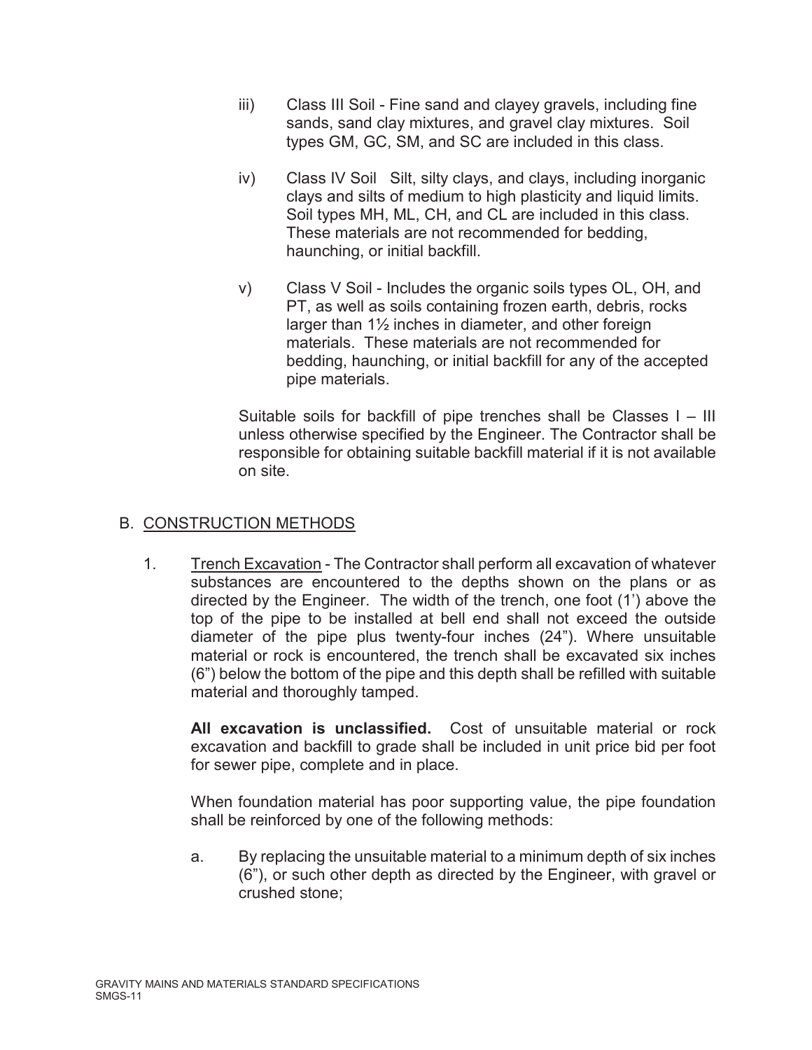iii) Class III Soil - Fine sand and clayey gravels, including fine sands, sand clay mixtures, and gravel clay mixtures. Soil types GM, GC, SM, and SC are included in this class.

iv) Class IV Soil Silt, silty clays, and clays, including inorganic clays and silts of medium to high plasticity and liquid limits. Soil types MH, ML, CH, and CL are included in this class. These materials are not recommended for bedding, haunching, or initial backfill.

v) Class V Soil - Includes the organic soils types OL, OH, and PT, as well as soils containing frozen earth, debris, rocks larger than 1½ inches in diameter, and other foreign materials. These materials are not recommended for bedding, haunching, or initial backfill for any of the accepted pipe materials.

Suitable soils for backfill of pipe trenches shall be Classes I – III unless otherwise specified by the Engineer. The Contractor shall be responsible for obtaining suitable backfill material if it is not available on site.

## B. CONSTRUCTION METHODS

1. Trench Excavation - The Contractor shall perform all excavation of whatever substances are encountered to the depths shown on the plans or as directed by the Engineer. The width of the trench, one foot (1') above the top of the pipe to be installed at bell end shall not exceed the outside diameter of the pipe plus twenty-four inches (24"). Where unsuitable material or rock is encountered, the trench shall be excavated six inches (6") below the bottom of the pipe and this depth shall be refilled with suitable material and thoroughly tamped.

   **All excavation is unclassified.** Cost of unsuitable material or rock excavation and backfill to grade shall be included in unit price bid per foot for sewer pipe, complete and in place.

   When foundation material has poor supporting value, the pipe foundation shall be reinforced by one of the following methods:

   a. By replacing the unsuitable material to a minimum depth of six inches (6"), or such other depth as directed by the Engineer, with gravel or crushed stone;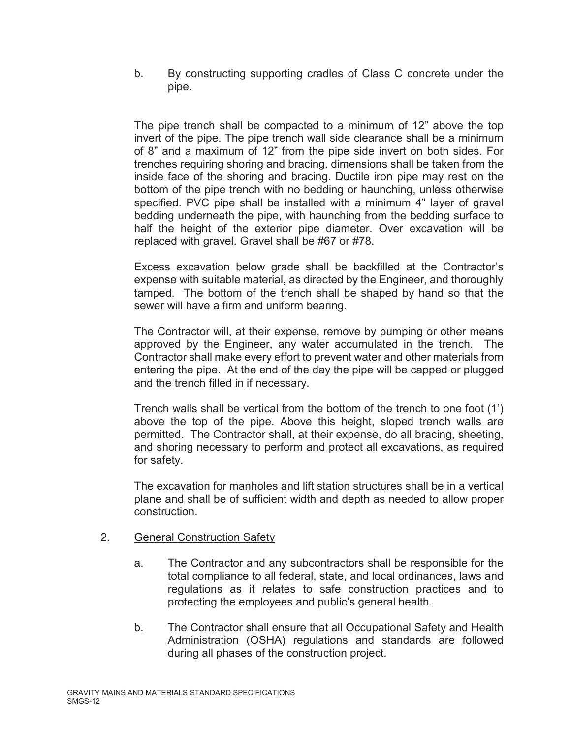b. By constructing supporting cradles of Class C concrete under the pipe.

The pipe trench shall be compacted to a minimum of 12" above the top invert of the pipe. The pipe trench wall side clearance shall be a minimum of 8" and a maximum of 12" from the pipe side invert on both sides. For trenches requiring shoring and bracing, dimensions shall be taken from the inside face of the shoring and bracing. Ductile iron pipe may rest on the bottom of the pipe trench with no bedding or haunching, unless otherwise specified. PVC pipe shall be installed with a minimum 4" layer of gravel bedding underneath the pipe, with haunching from the bedding surface to half the height of the exterior pipe diameter. Over excavation will be replaced with gravel. Gravel shall be #67 or #78.

Excess excavation below grade shall be backfilled at the Contractor's expense with suitable material, as directed by the Engineer, and thoroughly tamped. The bottom of the trench shall be shaped by hand so that the sewer will have a firm and uniform bearing.

The Contractor will, at their expense, remove by pumping or other means approved by the Engineer, any water accumulated in the trench. The Contractor shall make every effort to prevent water and other materials from entering the pipe. At the end of the day the pipe will be capped or plugged and the trench filled in if necessary.

Trench walls shall be vertical from the bottom of the trench to one foot (1') above the top of the pipe. Above this height, sloped trench walls are permitted. The Contractor shall, at their expense, do all bracing, sheeting, and shoring necessary to perform and protect all excavations, as required for safety.

The excavation for manholes and lift station structures shall be in a vertical plane and shall be of sufficient width and depth as needed to allow proper construction.

2. <u>General Construction Safety</u>

   a. The Contractor and any subcontractors shall be responsible for the total compliance to all federal, state, and local ordinances, laws and regulations as it relates to safe construction practices and to protecting the employees and public's general health.

   b. The Contractor shall ensure that all Occupational Safety and Health Administration (OSHA) regulations and standards are followed during all phases of the construction project.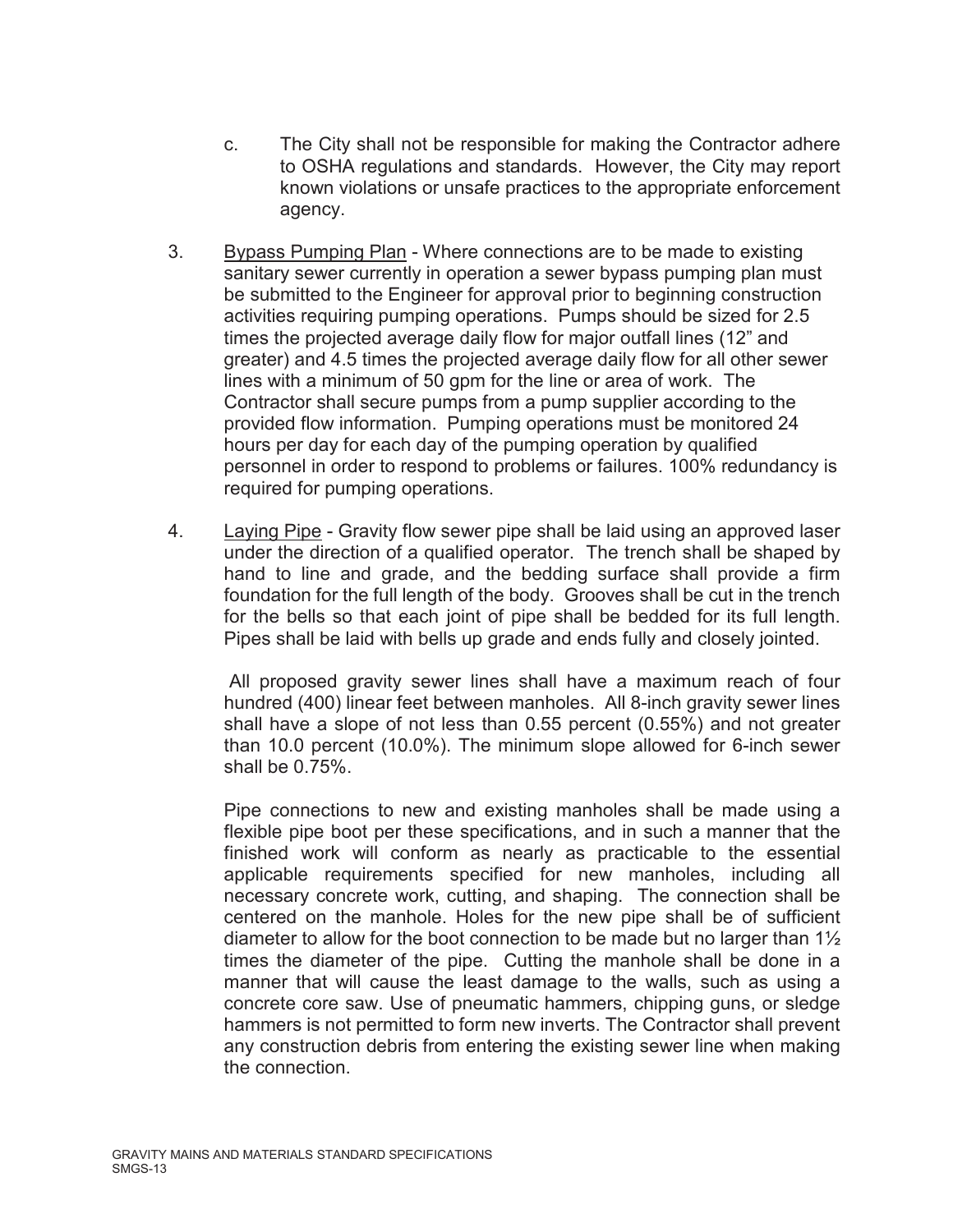c. The City shall not be responsible for making the Contractor adhere to OSHA regulations and standards. However, the City may report known violations or unsafe practices to the appropriate enforcement agency.

3. <u>Bypass Pumping Plan</u> - Where connections are to be made to existing sanitary sewer currently in operation a sewer bypass pumping plan must be submitted to the Engineer for approval prior to beginning construction activities requiring pumping operations. Pumps should be sized for 2.5 times the projected average daily flow for major outfall lines (12" and greater) and 4.5 times the projected average daily flow for all other sewer lines with a minimum of 50 gpm for the line or area of work. The Contractor shall secure pumps from a pump supplier according to the provided flow information. Pumping operations must be monitored 24 hours per day for each day of the pumping operation by qualified personnel in order to respond to problems or failures. 100% redundancy is required for pumping operations.

4. <u>Laying Pipe</u> - Gravity flow sewer pipe shall be laid using an approved laser under the direction of a qualified operator. The trench shall be shaped by hand to line and grade, and the bedding surface shall provide a firm foundation for the full length of the body. Grooves shall be cut in the trench for the bells so that each joint of pipe shall be bedded for its full length. Pipes shall be laid with bells up grade and ends fully and closely jointed.

   All proposed gravity sewer lines shall have a maximum reach of four hundred (400) linear feet between manholes. All 8-inch gravity sewer lines shall have a slope of not less than 0.55 percent (0.55%) and not greater than 10.0 percent (10.0%). The minimum slope allowed for 6-inch sewer shall be 0.75%.

   Pipe connections to new and existing manholes shall be made using a flexible pipe boot per these specifications, and in such a manner that the finished work will conform as nearly as practicable to the essential applicable requirements specified for new manholes, including all necessary concrete work, cutting, and shaping. The connection shall be centered on the manhole. Holes for the new pipe shall be of sufficient diameter to allow for the boot connection to be made but no larger than 1½ times the diameter of the pipe. Cutting the manhole shall be done in a manner that will cause the least damage to the walls, such as using a concrete core saw. Use of pneumatic hammers, chipping guns, or sledge hammers is not permitted to form new inverts. The Contractor shall prevent any construction debris from entering the existing sewer line when making the connection.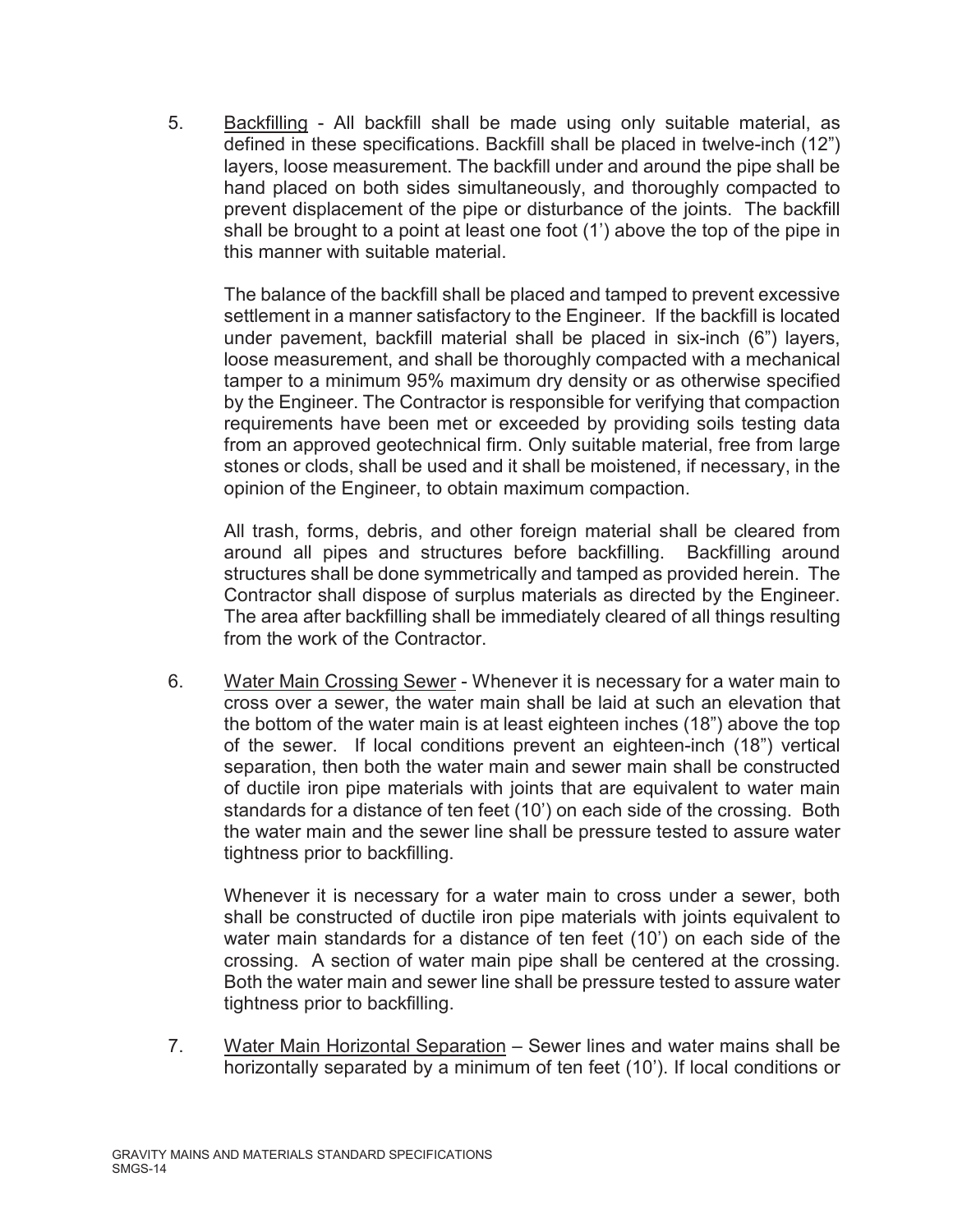5. <u>Backfilling</u> - All backfill shall be made using only suitable material, as defined in these specifications. Backfill shall be placed in twelve-inch (12”) layers, loose measurement. The backfill under and around the pipe shall be hand placed on both sides simultaneously, and thoroughly compacted to prevent displacement of the pipe or disturbance of the joints. The backfill shall be brought to a point at least one foot (1’) above the top of the pipe in this manner with suitable material.

   The balance of the backfill shall be placed and tamped to prevent excessive settlement in a manner satisfactory to the Engineer. If the backfill is located under pavement, backfill material shall be placed in six-inch (6”) layers, loose measurement, and shall be thoroughly compacted with a mechanical tamper to a minimum 95% maximum dry density or as otherwise specified by the Engineer. The Contractor is responsible for verifying that compaction requirements have been met or exceeded by providing soils testing data from an approved geotechnical firm. Only suitable material, free from large stones or clods, shall be used and it shall be moistened, if necessary, in the opinion of the Engineer, to obtain maximum compaction.

   All trash, forms, debris, and other foreign material shall be cleared from around all pipes and structures before backfilling. Backfilling around structures shall be done symmetrically and tamped as provided herein. The Contractor shall dispose of surplus materials as directed by the Engineer. The area after backfilling shall be immediately cleared of all things resulting from the work of the Contractor.

6. <u>Water Main Crossing Sewer</u> - Whenever it is necessary for a water main to cross over a sewer, the water main shall be laid at such an elevation that the bottom of the water main is at least eighteen inches (18”) above the top of the sewer. If local conditions prevent an eighteen-inch (18”) vertical separation, then both the water main and sewer main shall be constructed of ductile iron pipe materials with joints that are equivalent to water main standards for a distance of ten feet (10’) on each side of the crossing. Both the water main and the sewer line shall be pressure tested to assure water tightness prior to backfilling.

   Whenever it is necessary for a water main to cross under a sewer, both shall be constructed of ductile iron pipe materials with joints equivalent to water main standards for a distance of ten feet (10’) on each side of the crossing. A section of water main pipe shall be centered at the crossing. Both the water main and sewer line shall be pressure tested to assure water tightness prior to backfilling.

7. <u>Water Main Horizontal Separation</u> – Sewer lines and water mains shall be horizontally separated by a minimum of ten feet (10’). If local conditions or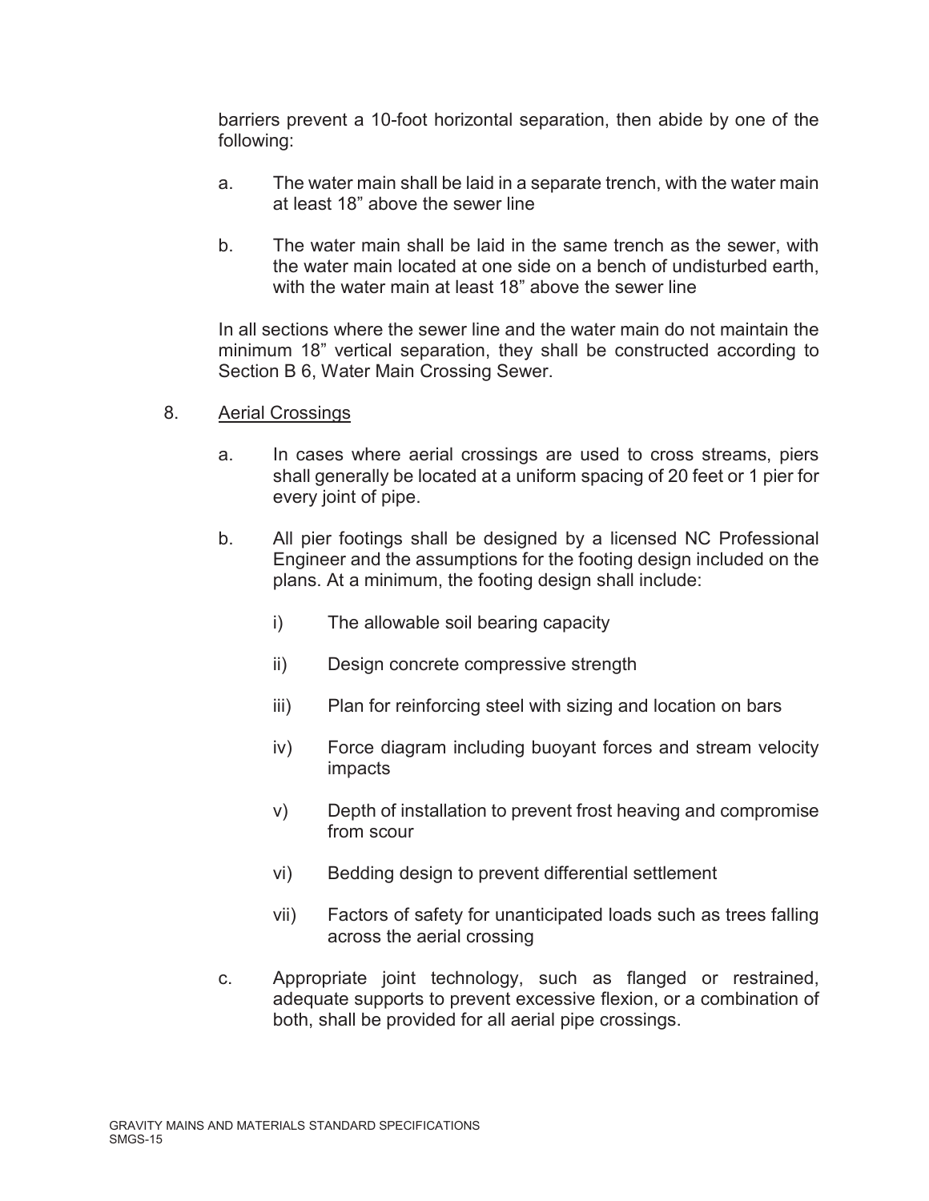barriers prevent a 10-foot horizontal separation, then abide by one of the following:

a. The water main shall be laid in a separate trench, with the water main at least 18" above the sewer line

b. The water main shall be laid in the same trench as the sewer, with the water main located at one side on a bench of undisturbed earth, with the water main at least 18" above the sewer line

In all sections where the sewer line and the water main do not maintain the minimum 18" vertical separation, they shall be constructed according to Section B 6, Water Main Crossing Sewer.

8. <u>Aerial Crossings</u>

   a. In cases where aerial crossings are used to cross streams, piers shall generally be located at a uniform spacing of 20 feet or 1 pier for every joint of pipe.

   b. All pier footings shall be designed by a licensed NC Professional Engineer and the assumptions for the footing design included on the plans. At a minimum, the footing design shall include:

      i) The allowable soil bearing capacity

      ii) Design concrete compressive strength

      iii) Plan for reinforcing steel with sizing and location on bars

      iv) Force diagram including buoyant forces and stream velocity impacts

      v) Depth of installation to prevent frost heaving and compromise from scour

      vi) Bedding design to prevent differential settlement

      vii) Factors of safety for unanticipated loads such as trees falling across the aerial crossing

   c. Appropriate joint technology, such as flanged or restrained, adequate supports to prevent excessive flexion, or a combination of both, shall be provided for all aerial pipe crossings.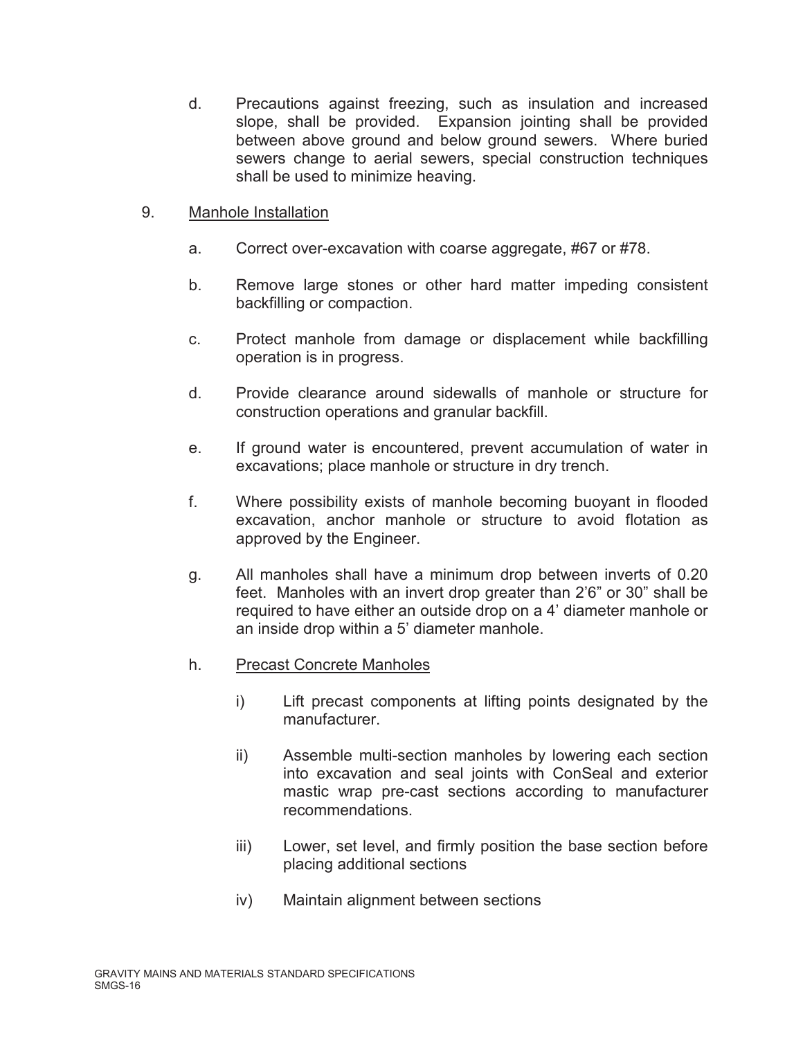d. Precautions against freezing, such as insulation and increased slope, shall be provided. Expansion jointing shall be provided between above ground and below ground sewers. Where buried sewers change to aerial sewers, special construction techniques shall be used to minimize heaving.

9. Manhole Installation

   a. Correct over-excavation with coarse aggregate, #67 or #78.

   b. Remove large stones or other hard matter impeding consistent backfilling or compaction.

   c. Protect manhole from damage or displacement while backfilling operation is in progress.

   d. Provide clearance around sidewalls of manhole or structure for construction operations and granular backfill.

   e. If ground water is encountered, prevent accumulation of water in excavations; place manhole or structure in dry trench.

   f. Where possibility exists of manhole becoming buoyant in flooded excavation, anchor manhole or structure to avoid flotation as approved by the Engineer.

   g. All manholes shall have a minimum drop between inverts of 0.20 feet. Manholes with an invert drop greater than 2'6" or 30" shall be required to have either an outside drop on a 4' diameter manhole or an inside drop within a 5' diameter manhole.

   h. Precast Concrete Manholes

      i) Lift precast components at lifting points designated by the manufacturer.

      ii) Assemble multi-section manholes by lowering each section into excavation and seal joints with ConSeal and exterior mastic wrap pre-cast sections according to manufacturer recommendations.

      iii) Lower, set level, and firmly position the base section before placing additional sections

      iv) Maintain alignment between sections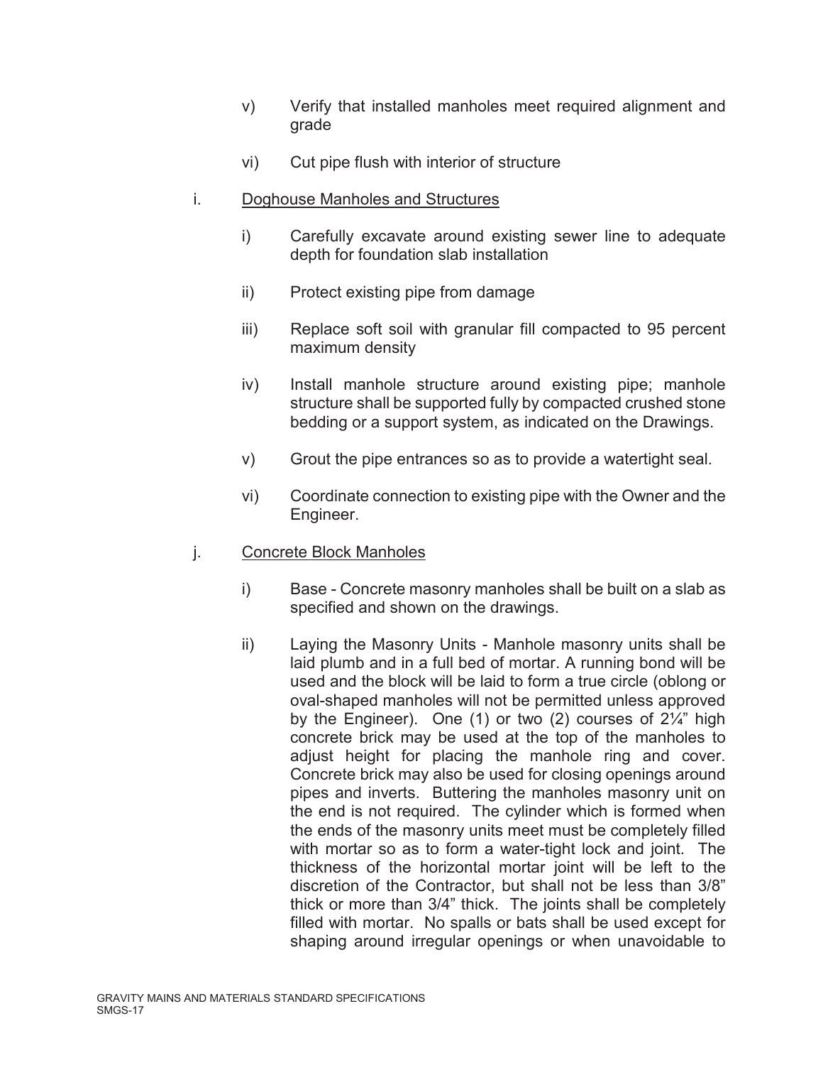v) Verify that installed manholes meet required alignment and grade

vi) Cut pipe flush with interior of structure

i. Doghouse Manholes and Structures

i) Carefully excavate around existing sewer line to adequate depth for foundation slab installation

ii) Protect existing pipe from damage

iii) Replace soft soil with granular fill compacted to 95 percent maximum density

iv) Install manhole structure around existing pipe; manhole structure shall be supported fully by compacted crushed stone bedding or a support system, as indicated on the Drawings.

v) Grout the pipe entrances so as to provide a watertight seal.

vi) Coordinate connection to existing pipe with the Owner and the Engineer.

j. Concrete Block Manholes

i) Base - Concrete masonry manholes shall be built on a slab as specified and shown on the drawings.

ii) Laying the Masonry Units - Manhole masonry units shall be laid plumb and in a full bed of mortar. A running bond will be used and the block will be laid to form a true circle (oblong or oval-shaped manholes will not be permitted unless approved by the Engineer). One (1) or two (2) courses of 2¼" high concrete brick may be used at the top of the manholes to adjust height for placing the manhole ring and cover. Concrete brick may also be used for closing openings around pipes and inverts. Buttering the manholes masonry unit on the end is not required. The cylinder which is formed when the ends of the masonry units meet must be completely filled with mortar so as to form a water-tight lock and joint. The thickness of the horizontal mortar joint will be left to the discretion of the Contractor, but shall not be less than 3/8" thick or more than 3/4" thick. The joints shall be completely filled with mortar. No spalls or bats shall be used except for shaping around irregular openings or when unavoidable to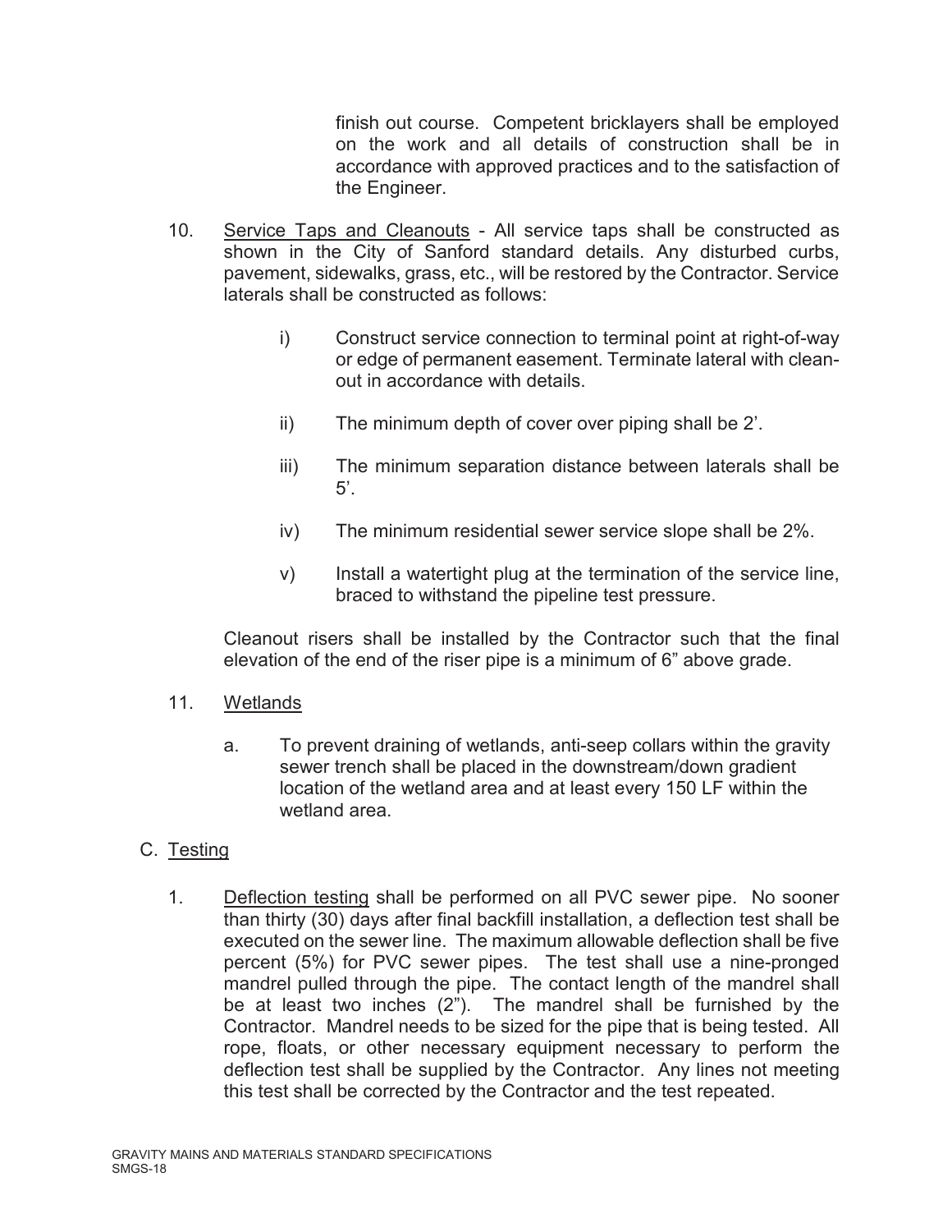finish out course. Competent bricklayers shall be employed on the work and all details of construction shall be in accordance with approved practices and to the satisfaction of the Engineer.

10. <u>Service Taps and Cleanouts</u> - All service taps shall be constructed as shown in the City of Sanford standard details. Any disturbed curbs, pavement, sidewalks, grass, etc., will be restored by the Contractor. Service laterals shall be constructed as follows:

    i) Construct service connection to terminal point at right-of-way or edge of permanent easement. Terminate lateral with clean-out in accordance with details.

    ii) The minimum depth of cover over piping shall be 2'.

    iii) The minimum separation distance between laterals shall be 5'.

    iv) The minimum residential sewer service slope shall be 2%.

    v) Install a watertight plug at the termination of the service line, braced to withstand the pipeline test pressure.

    Cleanout risers shall be installed by the Contractor such that the final elevation of the end of the riser pipe is a minimum of 6" above grade.

11. <u>Wetlands</u>

    a. To prevent draining of wetlands, anti-seep collars within the gravity sewer trench shall be placed in the downstream/down gradient location of the wetland area and at least every 150 LF within the wetland area.

C. <u>Testing</u>

1. <u>Deflection testing</u> shall be performed on all PVC sewer pipe. No sooner than thirty (30) days after final backfill installation, a deflection test shall be executed on the sewer line. The maximum allowable deflection shall be five percent (5%) for PVC sewer pipes. The test shall use a nine-pronged mandrel pulled through the pipe. The contact length of the mandrel shall be at least two inches (2"). The mandrel shall be furnished by the Contractor. Mandrel needs to be sized for the pipe that is being tested. All rope, floats, or other necessary equipment necessary to perform the deflection test shall be supplied by the Contractor. Any lines not meeting this test shall be corrected by the Contractor and the test repeated.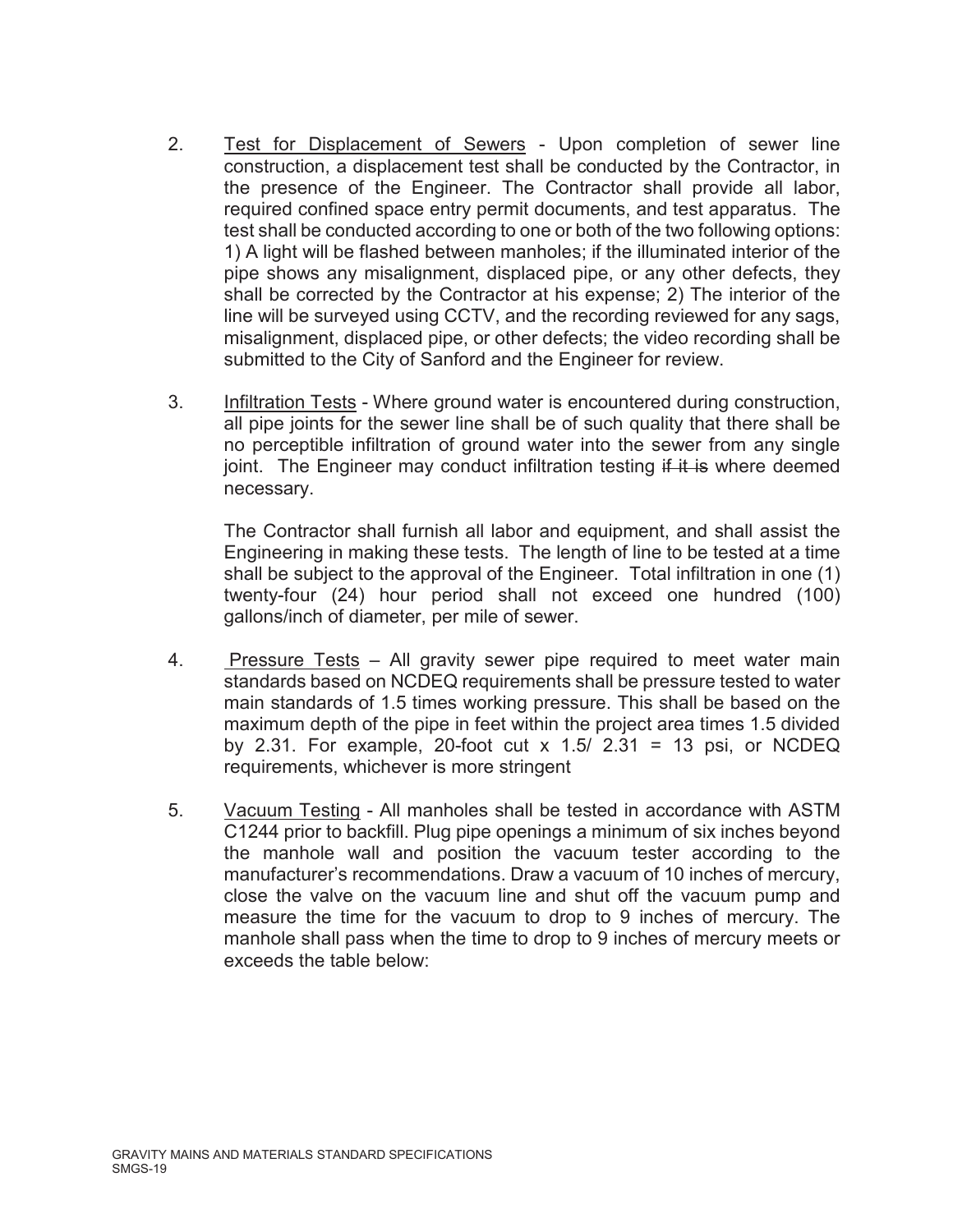2. Test for Displacement of Sewers - Upon completion of sewer line construction, a displacement test shall be conducted by the Contractor, in the presence of the Engineer. The Contractor shall provide all labor, required confined space entry permit documents, and test apparatus. The test shall be conducted according to one or both of the two following options: 1) A light will be flashed between manholes; if the illuminated interior of the pipe shows any misalignment, displaced pipe, or any other defects, they shall be corrected by the Contractor at his expense; 2) The interior of the line will be surveyed using CCTV, and the recording reviewed for any sags, misalignment, displaced pipe, or other defects; the video recording shall be submitted to the City of Sanford and the Engineer for review.

3. Infiltration Tests - Where ground water is encountered during construction, all pipe joints for the sewer line shall be of such quality that there shall be no perceptible infiltration of ground water into the sewer from any single joint. The Engineer may conduct infiltration testing ~~if it is~~ where deemed necessary.

   The Contractor shall furnish all labor and equipment, and shall assist the Engineering in making these tests. The length of line to be tested at a time shall be subject to the approval of the Engineer. Total infiltration in one (1) twenty-four (24) hour period shall not exceed one hundred (100) gallons/inch of diameter, per mile of sewer.

4. Pressure Tests – All gravity sewer pipe required to meet water main standards based on NCDEQ requirements shall be pressure tested to water main standards of 1.5 times working pressure. This shall be based on the maximum depth of the pipe in feet within the project area times 1.5 divided by 2.31. For example, 20-foot cut x 1.5/ 2.31 = 13 psi, or NCDEQ requirements, whichever is more stringent

5. Vacuum Testing - All manholes shall be tested in accordance with ASTM C1244 prior to backfill. Plug pipe openings a minimum of six inches beyond the manhole wall and position the vacuum tester according to the manufacturer's recommendations. Draw a vacuum of 10 inches of mercury, close the valve on the vacuum line and shut off the vacuum pump and measure the time for the vacuum to drop to 9 inches of mercury. The manhole shall pass when the time to drop to 9 inches of mercury meets or exceeds the table below: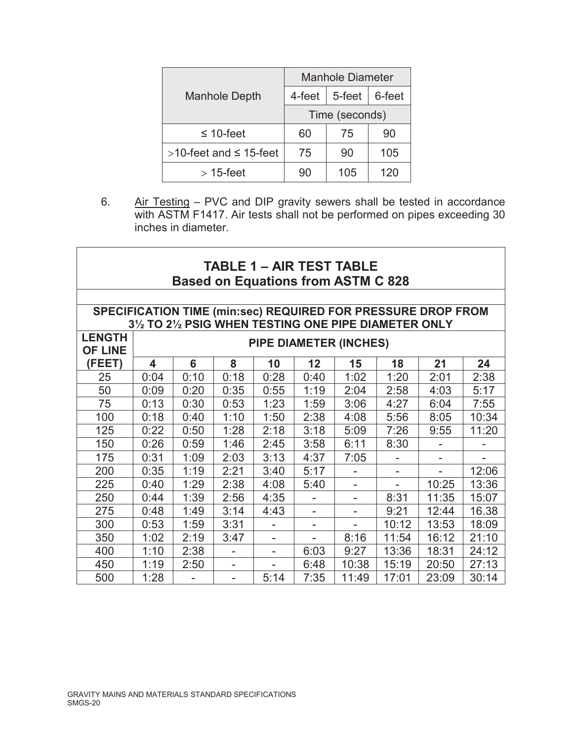| Manhole Depth | Manhole Diameter | | |
|---|---|---|---|
| | 4-feet | 5-feet | 6-feet |
| | Time (seconds) | | |
| ≤ 10-feet | 60 | 75 | 90 |
| >10-feet and ≤ 15-feet | 75 | 90 | 105 |
| > 15-feet | 90 | 105 | 120 |

6. Air Testing – PVC and DIP gravity sewers shall be tested in accordance with ASTM F1417. Air tests shall not be performed on pipes exceeding 30 inches in diameter.

**TABLE 1 – AIR TEST TABLE**
**Based on Equations from ASTM C 828**

**SPECIFICATION TIME (min:sec) REQUIRED FOR PRESSURE DROP FROM 3½ TO 2½ PSIG WHEN TESTING ONE PIPE DIAMETER ONLY**

| LENGTH OF LINE (FEET) | PIPE DIAMETER (INCHES) | | | | | | | | |
|---|---|---|---|---|---|---|---|---|---|
| | 4 | 6 | 8 | 10 | 12 | 15 | 18 | 21 | 24 |
| 25 | 0:04 | 0:10 | 0:18 | 0:28 | 0:40 | 1:02 | 1:20 | 2:01 | 2:38 |
| 50 | 0:09 | 0:20 | 0:35 | 0:55 | 1:19 | 2:04 | 2:58 | 4:03 | 5:17 |
| 75 | 0:13 | 0:30 | 0:53 | 1:23 | 1:59 | 3:06 | 4:27 | 6:04 | 7:55 |
| 100 | 0:18 | 0:40 | 1:10 | 1:50 | 2:38 | 4:08 | 5:56 | 8:05 | 10:34 |
| 125 | 0:22 | 0:50 | 1:28 | 2:18 | 3:18 | 5:09 | 7:26 | 9:55 | 11:20 |
| 150 | 0:26 | 0:59 | 1:46 | 2:45 | 3:58 | 6:11 | 8:30 | - | - |
| 175 | 0:31 | 1:09 | 2:03 | 3:13 | 4:37 | 7:05 | - | - | - |
| 200 | 0:35 | 1:19 | 2:21 | 3:40 | 5:17 | - | - | - | 12:06 |
| 225 | 0:40 | 1:29 | 2:38 | 4:08 | 5:40 | - | - | 10:25 | 13:36 |
| 250 | 0:44 | 1:39 | 2:56 | 4:35 | - | - | 8:31 | 11:35 | 15:07 |
| 275 | 0:48 | 1:49 | 3:14 | 4:43 | - | - | 9:21 | 12:44 | 16.38 |
| 300 | 0:53 | 1:59 | 3:31 | - | - | - | 10:12 | 13:53 | 18:09 |
| 350 | 1:02 | 2:19 | 3:47 | - | - | 8:16 | 11:54 | 16:12 | 21:10 |
| 400 | 1:10 | 2:38 | - | - | 6:03 | 9:27 | 13:36 | 18:31 | 24:12 |
| 450 | 1:19 | 2:50 | - | - | 6:48 | 10:38 | 15:19 | 20:50 | 27:13 |
| 500 | 1:28 | - | - | 5:14 | 7:35 | 11:49 | 17:01 | 23:09 | 30:14 |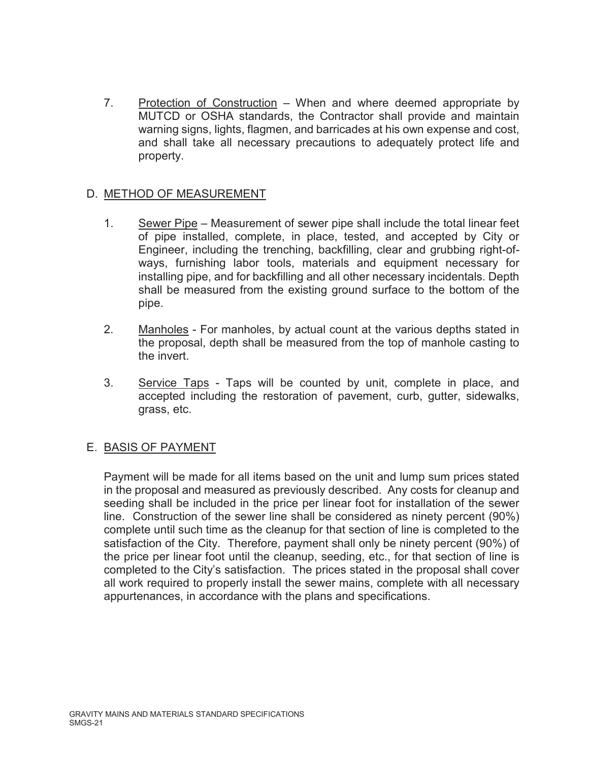7. Protection of Construction – When and where deemed appropriate by MUTCD or OSHA standards, the Contractor shall provide and maintain warning signs, lights, flagmen, and barricades at his own expense and cost, and shall take all necessary precautions to adequately protect life and property.

## D. METHOD OF MEASUREMENT

1. Sewer Pipe – Measurement of sewer pipe shall include the total linear feet of pipe installed, complete, in place, tested, and accepted by City or Engineer, including the trenching, backfilling, clear and grubbing right-of-ways, furnishing labor tools, materials and equipment necessary for installing pipe, and for backfilling and all other necessary incidentals. Depth shall be measured from the existing ground surface to the bottom of the pipe.

2. Manholes - For manholes, by actual count at the various depths stated in the proposal, depth shall be measured from the top of manhole casting to the invert.

3. Service Taps - Taps will be counted by unit, complete in place, and accepted including the restoration of pavement, curb, gutter, sidewalks, grass, etc.

## E. BASIS OF PAYMENT

Payment will be made for all items based on the unit and lump sum prices stated in the proposal and measured as previously described. Any costs for cleanup and seeding shall be included in the price per linear foot for installation of the sewer line. Construction of the sewer line shall be considered as ninety percent (90%) complete until such time as the cleanup for that section of line is completed to the satisfaction of the City. Therefore, payment shall only be ninety percent (90%) of the price per linear foot until the cleanup, seeding, etc., for that section of line is completed to the City's satisfaction. The prices stated in the proposal shall cover all work required to properly install the sewer mains, complete with all necessary appurtenances, in accordance with the plans and specifications.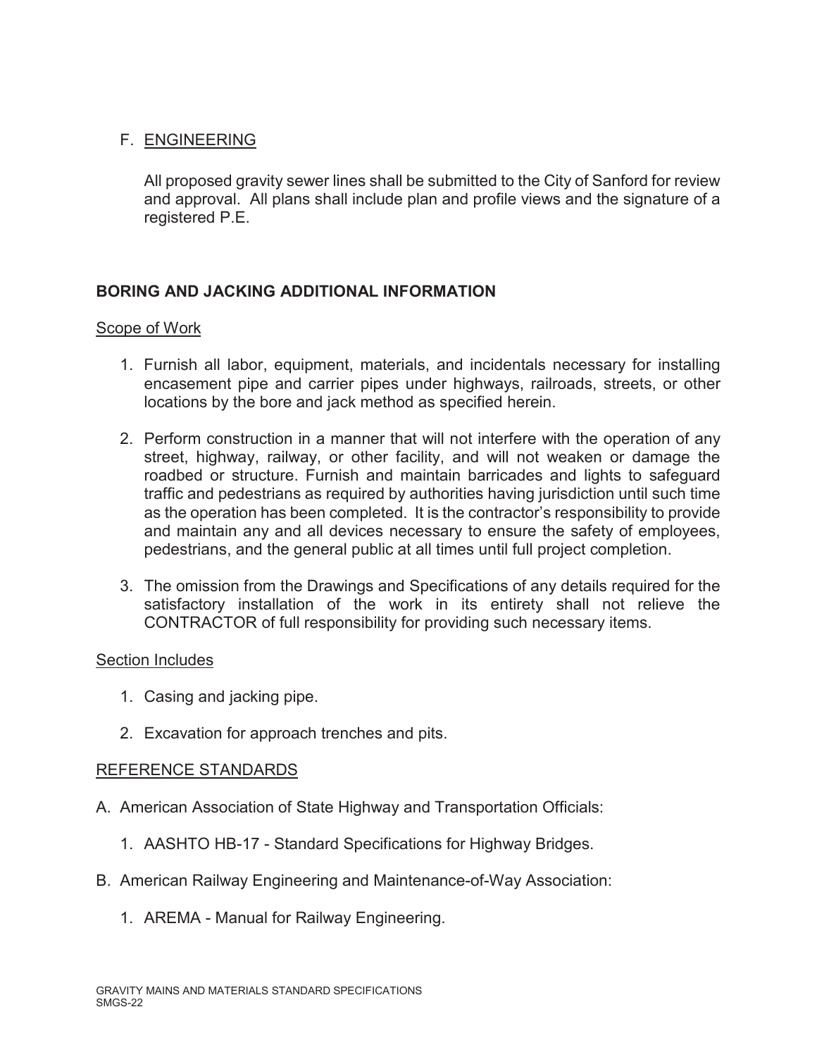## F. ENGINEERING

All proposed gravity sewer lines shall be submitted to the City of Sanford for review and approval. All plans shall include plan and profile views and the signature of a registered P.E.

## BORING AND JACKING ADDITIONAL INFORMATION

### Scope of Work

1. Furnish all labor, equipment, materials, and incidentals necessary for installing encasement pipe and carrier pipes under highways, railroads, streets, or other locations by the bore and jack method as specified herein.

2. Perform construction in a manner that will not interfere with the operation of any street, highway, railway, or other facility, and will not weaken or damage the roadbed or structure. Furnish and maintain barricades and lights to safeguard traffic and pedestrians as required by authorities having jurisdiction until such time as the operation has been completed. It is the contractor's responsibility to provide and maintain any and all devices necessary to ensure the safety of employees, pedestrians, and the general public at all times until full project completion.

3. The omission from the Drawings and Specifications of any details required for the satisfactory installation of the work in its entirety shall not relieve the CONTRACTOR of full responsibility for providing such necessary items.

### Section Includes

1. Casing and jacking pipe.

2. Excavation for approach trenches and pits.

### REFERENCE STANDARDS

A. American Association of State Highway and Transportation Officials:

   1. AASHTO HB-17 - Standard Specifications for Highway Bridges.

B. American Railway Engineering and Maintenance-of-Way Association:

   1. AREMA - Manual for Railway Engineering.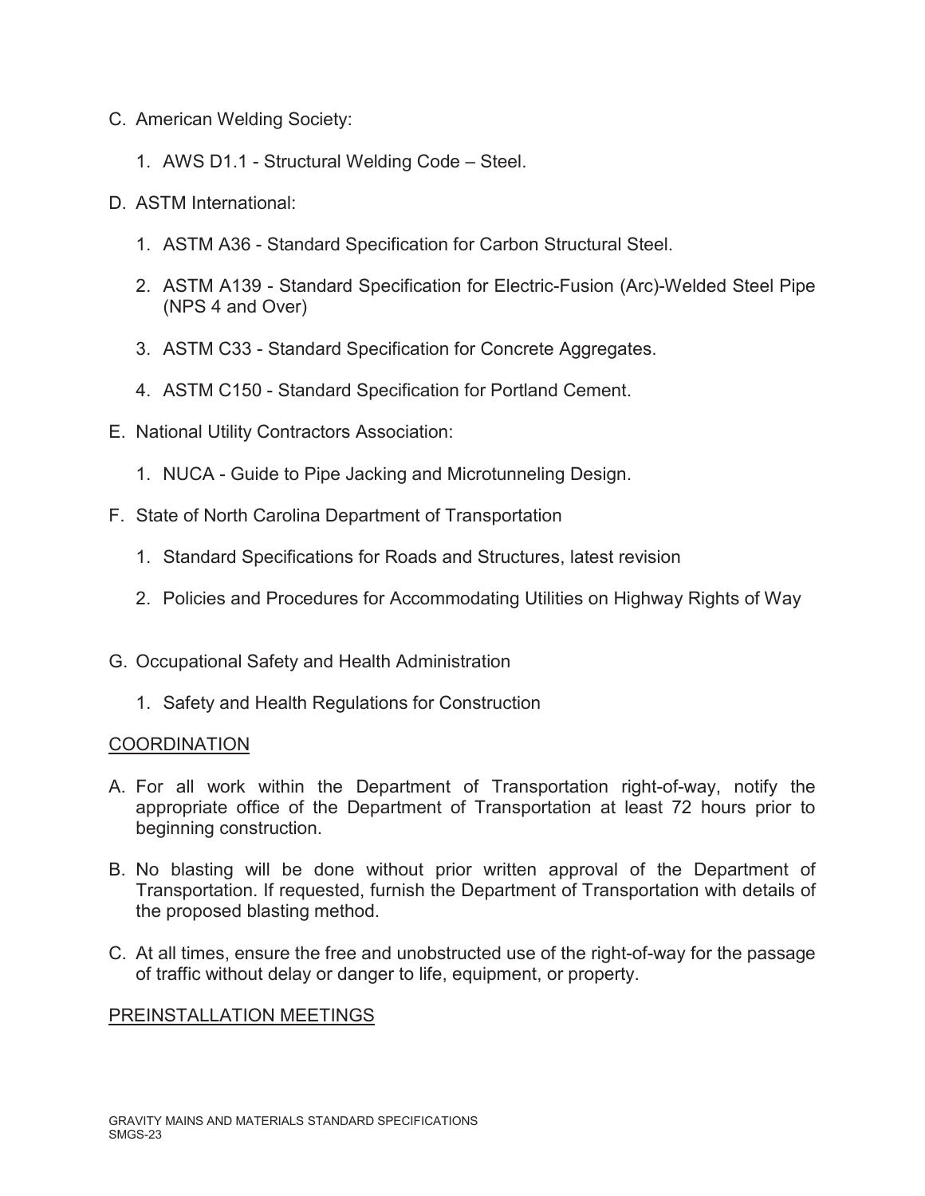C. American Welding Society:

   1. AWS D1.1 - Structural Welding Code – Steel.

D. ASTM International:

   1. ASTM A36 - Standard Specification for Carbon Structural Steel.

   2. ASTM A139 - Standard Specification for Electric-Fusion (Arc)-Welded Steel Pipe (NPS 4 and Over)

   3. ASTM C33 - Standard Specification for Concrete Aggregates.

   4. ASTM C150 - Standard Specification for Portland Cement.

E. National Utility Contractors Association:

   1. NUCA - Guide to Pipe Jacking and Microtunneling Design.

F. State of North Carolina Department of Transportation

   1. Standard Specifications for Roads and Structures, latest revision

   2. Policies and Procedures for Accommodating Utilities on Highway Rights of Way

G. Occupational Safety and Health Administration

   1. Safety and Health Regulations for Construction

## COORDINATION

A. For all work within the Department of Transportation right-of-way, notify the appropriate office of the Department of Transportation at least 72 hours prior to beginning construction.

B. No blasting will be done without prior written approval of the Department of Transportation. If requested, furnish the Department of Transportation with details of the proposed blasting method.

C. At all times, ensure the free and unobstructed use of the right-of-way for the passage of traffic without delay or danger to life, equipment, or property.

## PREINSTALLATION MEETINGS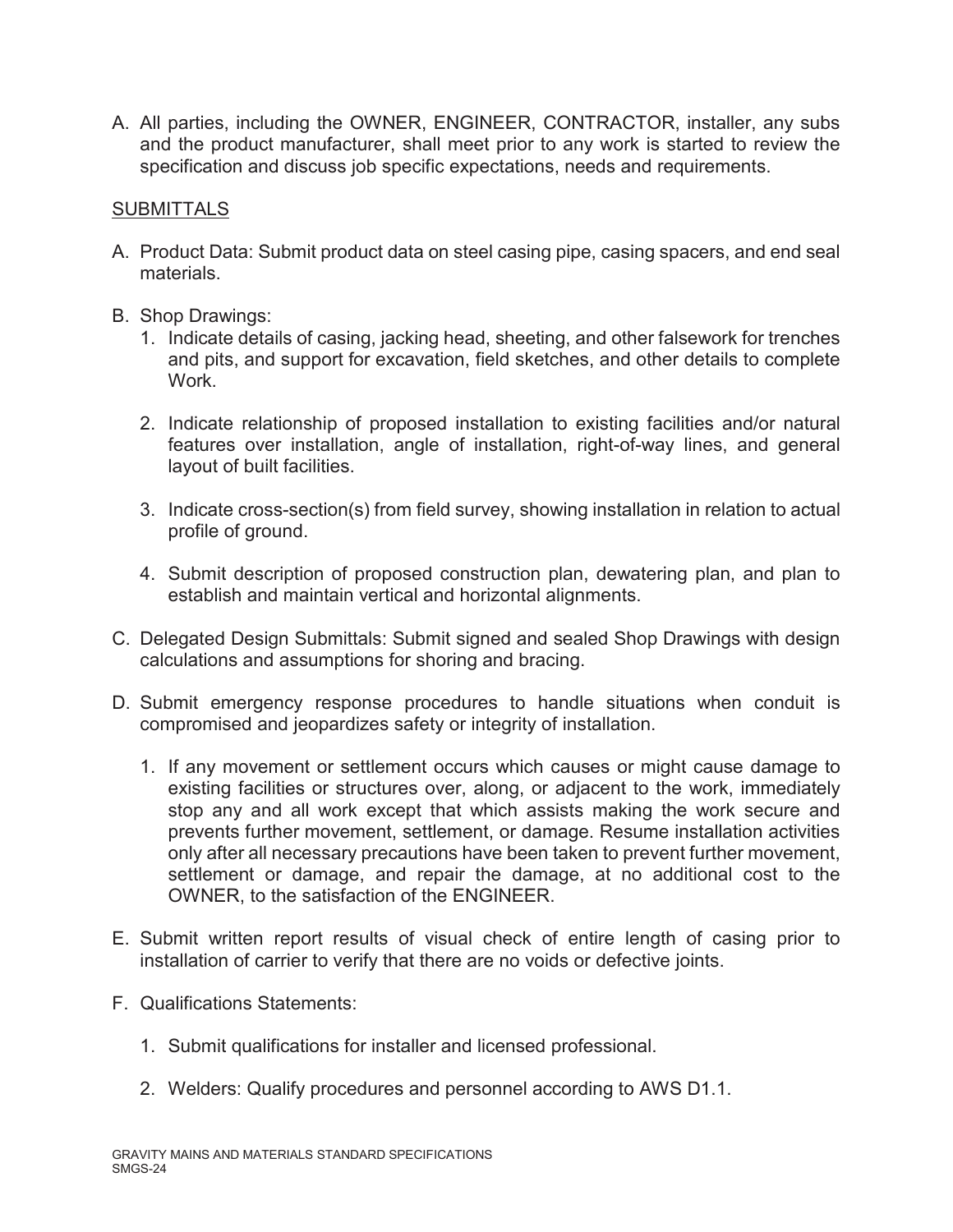A. All parties, including the OWNER, ENGINEER, CONTRACTOR, installer, any subs and the product manufacturer, shall meet prior to any work is started to review the specification and discuss job specific expectations, needs and requirements.

<u>SUBMITTALS</u>

A. Product Data: Submit product data on steel casing pipe, casing spacers, and end seal materials.

B. Shop Drawings:
   1. Indicate details of casing, jacking head, sheeting, and other falsework for trenches and pits, and support for excavation, field sketches, and other details to complete Work.

   2. Indicate relationship of proposed installation to existing facilities and/or natural features over installation, angle of installation, right-of-way lines, and general layout of built facilities.

   3. Indicate cross-section(s) from field survey, showing installation in relation to actual profile of ground.

   4. Submit description of proposed construction plan, dewatering plan, and plan to establish and maintain vertical and horizontal alignments.

C. Delegated Design Submittals: Submit signed and sealed Shop Drawings with design calculations and assumptions for shoring and bracing.

D. Submit emergency response procedures to handle situations when conduit is compromised and jeopardizes safety or integrity of installation.

   1. If any movement or settlement occurs which causes or might cause damage to existing facilities or structures over, along, or adjacent to the work, immediately stop any and all work except that which assists making the work secure and prevents further movement, settlement, or damage. Resume installation activities only after all necessary precautions have been taken to prevent further movement, settlement or damage, and repair the damage, at no additional cost to the OWNER, to the satisfaction of the ENGINEER.

E. Submit written report results of visual check of entire length of casing prior to installation of carrier to verify that there are no voids or defective joints.

F. Qualifications Statements:

   1. Submit qualifications for installer and licensed professional.

   2. Welders: Qualify procedures and personnel according to AWS D1.1.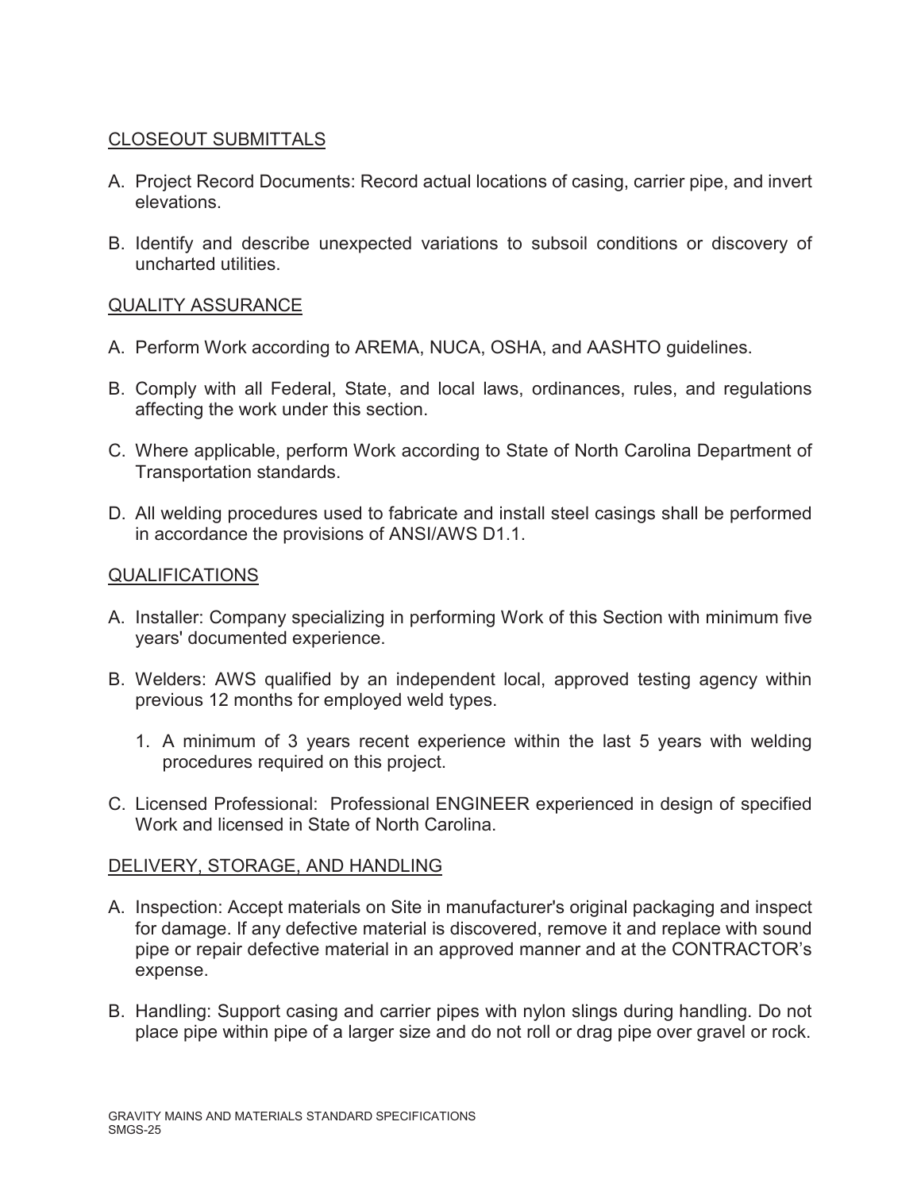## CLOSEOUT SUBMITTALS

A. Project Record Documents: Record actual locations of casing, carrier pipe, and invert elevations.

B. Identify and describe unexpected variations to subsoil conditions or discovery of uncharted utilities.

## QUALITY ASSURANCE

A. Perform Work according to AREMA, NUCA, OSHA, and AASHTO guidelines.

B. Comply with all Federal, State, and local laws, ordinances, rules, and regulations affecting the work under this section.

C. Where applicable, perform Work according to State of North Carolina Department of Transportation standards.

D. All welding procedures used to fabricate and install steel casings shall be performed in accordance the provisions of ANSI/AWS D1.1.

## QUALIFICATIONS

A. Installer: Company specializing in performing Work of this Section with minimum five years' documented experience.

B. Welders: AWS qualified by an independent local, approved testing agency within previous 12 months for employed weld types.

   1. A minimum of 3 years recent experience within the last 5 years with welding procedures required on this project.

C. Licensed Professional: Professional ENGINEER experienced in design of specified Work and licensed in State of North Carolina.

## DELIVERY, STORAGE, AND HANDLING

A. Inspection: Accept materials on Site in manufacturer's original packaging and inspect for damage. If any defective material is discovered, remove it and replace with sound pipe or repair defective material in an approved manner and at the CONTRACTOR's expense.

B. Handling: Support casing and carrier pipes with nylon slings during handling. Do not place pipe within pipe of a larger size and do not roll or drag pipe over gravel or rock.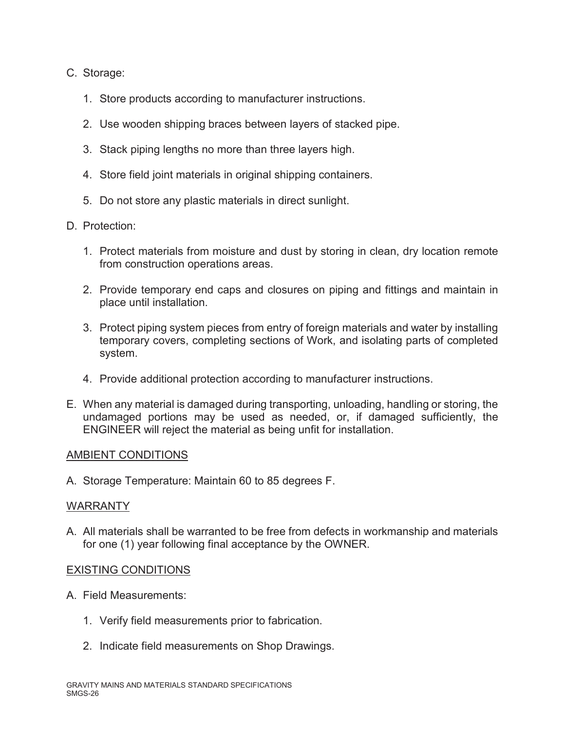C. Storage:

   1. Store products according to manufacturer instructions.

   2. Use wooden shipping braces between layers of stacked pipe.

   3. Stack piping lengths no more than three layers high.

   4. Store field joint materials in original shipping containers.

   5. Do not store any plastic materials in direct sunlight.

D. Protection:

   1. Protect materials from moisture and dust by storing in clean, dry location remote from construction operations areas.

   2. Provide temporary end caps and closures on piping and fittings and maintain in place until installation.

   3. Protect piping system pieces from entry of foreign materials and water by installing temporary covers, completing sections of Work, and isolating parts of completed system.

   4. Provide additional protection according to manufacturer instructions.

E. When any material is damaged during transporting, unloading, handling or storing, the undamaged portions may be used as needed, or, if damaged sufficiently, the ENGINEER will reject the material as being unfit for installation.

<u>AMBIENT CONDITIONS</u>

A. Storage Temperature: Maintain 60 to 85 degrees F.

<u>WARRANTY</u>

A. All materials shall be warranted to be free from defects in workmanship and materials for one (1) year following final acceptance by the OWNER.

<u>EXISTING CONDITIONS</u>

A. Field Measurements:

   1. Verify field measurements prior to fabrication.

   2. Indicate field measurements on Shop Drawings.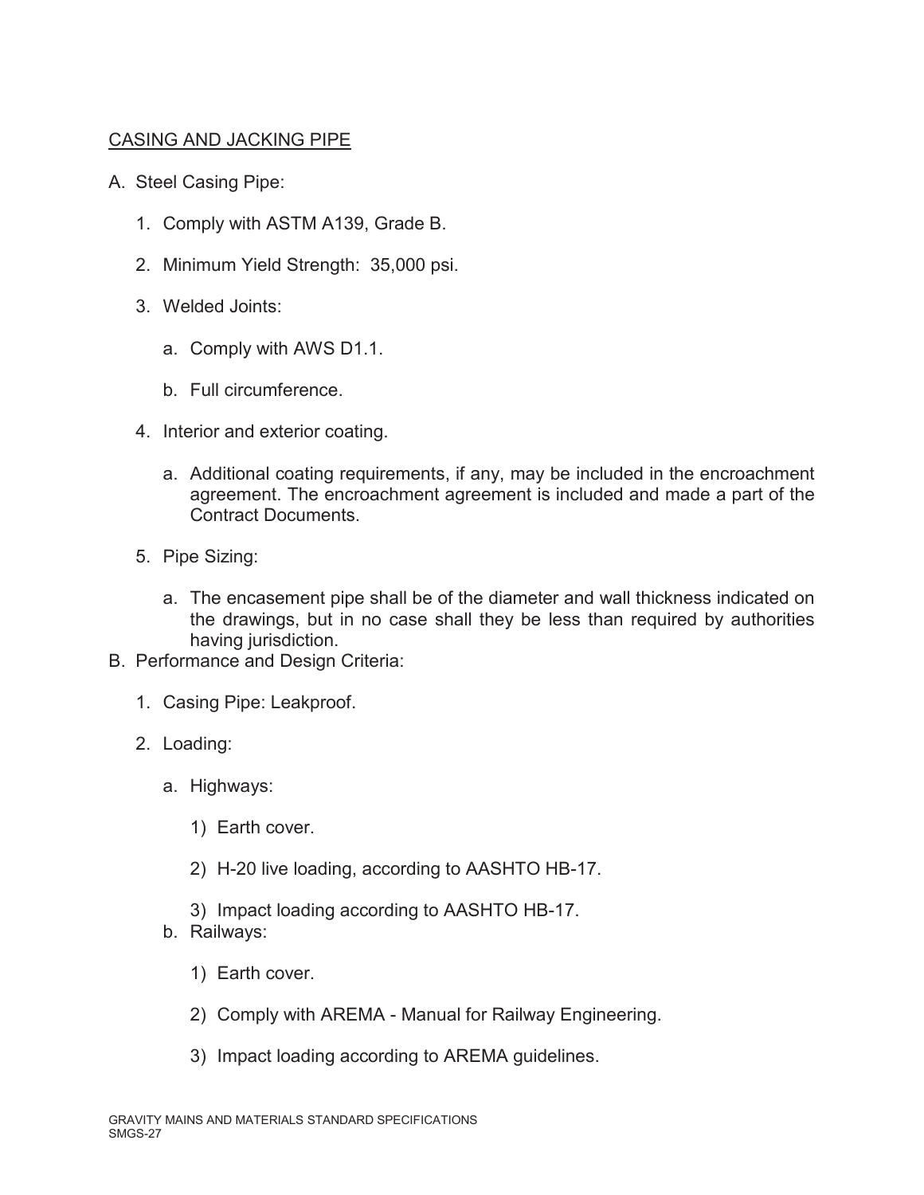## CASING AND JACKING PIPE

A. Steel Casing Pipe:

   1. Comply with ASTM A139, Grade B.

   2. Minimum Yield Strength: 35,000 psi.

   3. Welded Joints:

      a. Comply with AWS D1.1.

      b. Full circumference.

   4. Interior and exterior coating.

      a. Additional coating requirements, if any, may be included in the encroachment agreement. The encroachment agreement is included and made a part of the Contract Documents.

   5. Pipe Sizing:

      a. The encasement pipe shall be of the diameter and wall thickness indicated on the drawings, but in no case shall they be less than required by authorities having jurisdiction.

B. Performance and Design Criteria:

   1. Casing Pipe: Leakproof.

   2. Loading:

      a. Highways:

         1) Earth cover.

         2) H-20 live loading, according to AASHTO HB-17.

         3) Impact loading according to AASHTO HB-17.

      b. Railways:

         1) Earth cover.

         2) Comply with AREMA - Manual for Railway Engineering.

         3) Impact loading according to AREMA guidelines.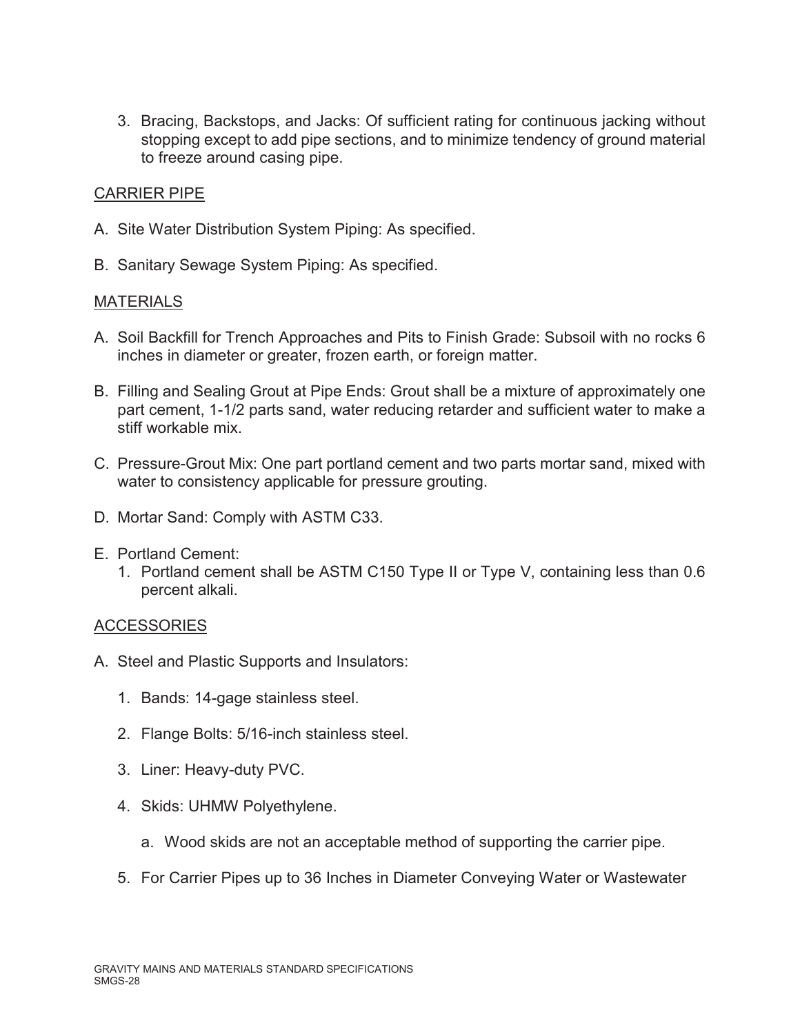3. Bracing, Backstops, and Jacks: Of sufficient rating for continuous jacking without stopping except to add pipe sections, and to minimize tendency of ground material to freeze around casing pipe.

## CARRIER PIPE

A. Site Water Distribution System Piping: As specified.

B. Sanitary Sewage System Piping: As specified.

## MATERIALS

A. Soil Backfill for Trench Approaches and Pits to Finish Grade: Subsoil with no rocks 6 inches in diameter or greater, frozen earth, or foreign matter.

B. Filling and Sealing Grout at Pipe Ends: Grout shall be a mixture of approximately one part cement, 1-1/2 parts sand, water reducing retarder and sufficient water to make a stiff workable mix.

C. Pressure-Grout Mix: One part portland cement and two parts mortar sand, mixed with water to consistency applicable for pressure grouting.

D. Mortar Sand: Comply with ASTM C33.

E. Portland Cement:
   1. Portland cement shall be ASTM C150 Type II or Type V, containing less than 0.6 percent alkali.

## ACCESSORIES

A. Steel and Plastic Supports and Insulators:

   1. Bands: 14-gage stainless steel.

   2. Flange Bolts: 5/16-inch stainless steel.

   3. Liner: Heavy-duty PVC.

   4. Skids: UHMW Polyethylene.

      a. Wood skids are not an acceptable method of supporting the carrier pipe.

   5. For Carrier Pipes up to 36 Inches in Diameter Conveying Water or Wastewater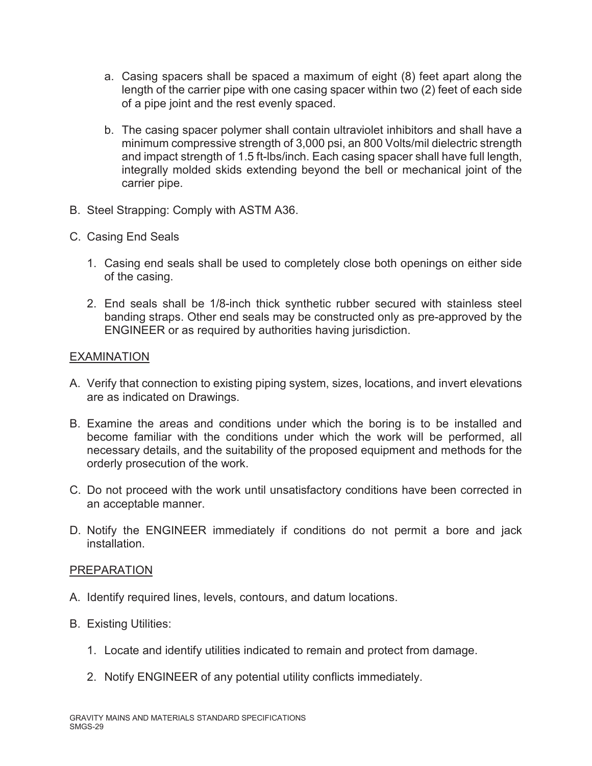a. Casing spacers shall be spaced a maximum of eight (8) feet apart along the length of the carrier pipe with one casing spacer within two (2) feet of each side of a pipe joint and the rest evenly spaced.

b. The casing spacer polymer shall contain ultraviolet inhibitors and shall have a minimum compressive strength of 3,000 psi, an 800 Volts/mil dielectric strength and impact strength of 1.5 ft-lbs/inch. Each casing spacer shall have full length, integrally molded skids extending beyond the bell or mechanical joint of the carrier pipe.

B. Steel Strapping: Comply with ASTM A36.

C. Casing End Seals

1. Casing end seals shall be used to completely close both openings on either side of the casing.

2. End seals shall be 1/8-inch thick synthetic rubber secured with stainless steel banding straps. Other end seals may be constructed only as pre-approved by the ENGINEER or as required by authorities having jurisdiction.

<u>EXAMINATION</u>

A. Verify that connection to existing piping system, sizes, locations, and invert elevations are as indicated on Drawings.

B. Examine the areas and conditions under which the boring is to be installed and become familiar with the conditions under which the work will be performed, all necessary details, and the suitability of the proposed equipment and methods for the orderly prosecution of the work.

C. Do not proceed with the work until unsatisfactory conditions have been corrected in an acceptable manner.

D. Notify the ENGINEER immediately if conditions do not permit a bore and jack installation.

<u>PREPARATION</u>

A. Identify required lines, levels, contours, and datum locations.

B. Existing Utilities:

1. Locate and identify utilities indicated to remain and protect from damage.

2. Notify ENGINEER of any potential utility conflicts immediately.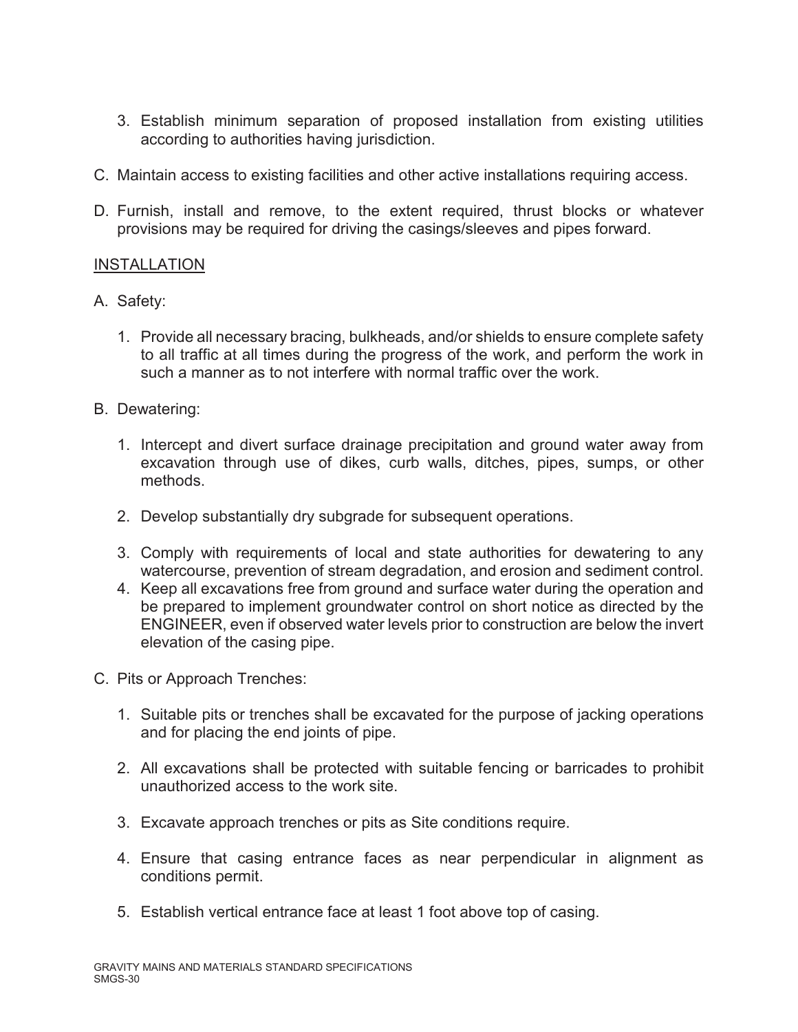3. Establish minimum separation of proposed installation from existing utilities according to authorities having jurisdiction.

C. Maintain access to existing facilities and other active installations requiring access.

D. Furnish, install and remove, to the extent required, thrust blocks or whatever provisions may be required for driving the casings/sleeves and pipes forward.

<u>INSTALLATION</u>

A. Safety:

   1. Provide all necessary bracing, bulkheads, and/or shields to ensure complete safety to all traffic at all times during the progress of the work, and perform the work in such a manner as to not interfere with normal traffic over the work.

B. Dewatering:

   1. Intercept and divert surface drainage precipitation and ground water away from excavation through use of dikes, curb walls, ditches, pipes, sumps, or other methods.

   2. Develop substantially dry subgrade for subsequent operations.

   3. Comply with requirements of local and state authorities for dewatering to any watercourse, prevention of stream degradation, and erosion and sediment control.

   4. Keep all excavations free from ground and surface water during the operation and be prepared to implement groundwater control on short notice as directed by the ENGINEER, even if observed water levels prior to construction are below the invert elevation of the casing pipe.

C. Pits or Approach Trenches:

   1. Suitable pits or trenches shall be excavated for the purpose of jacking operations and for placing the end joints of pipe.

   2. All excavations shall be protected with suitable fencing or barricades to prohibit unauthorized access to the work site.

   3. Excavate approach trenches or pits as Site conditions require.

   4. Ensure that casing entrance faces as near perpendicular in alignment as conditions permit.

   5. Establish vertical entrance face at least 1 foot above top of casing.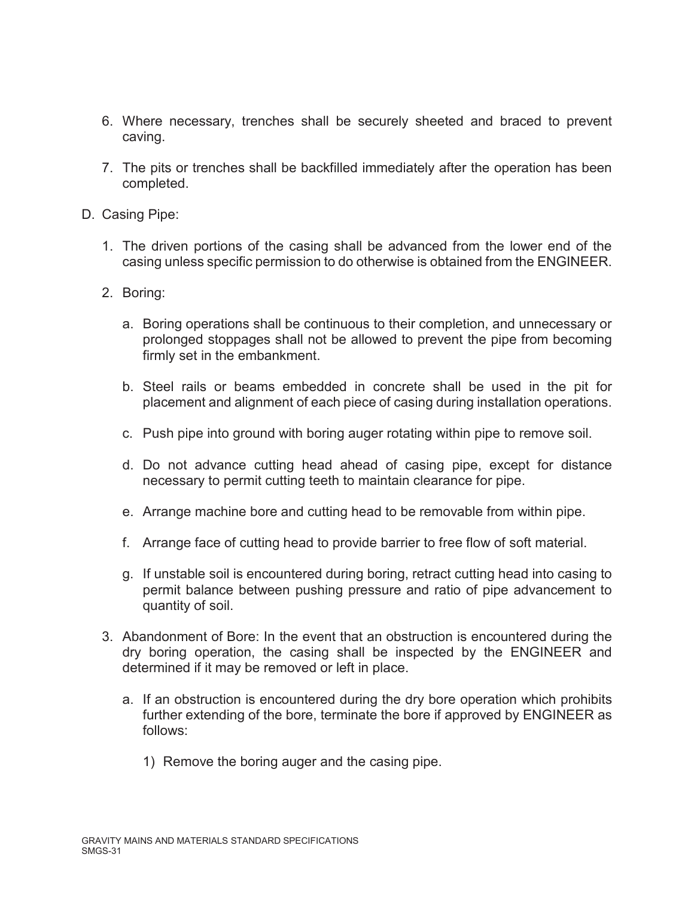6. Where necessary, trenches shall be securely sheeted and braced to prevent caving.

7. The pits or trenches shall be backfilled immediately after the operation has been completed.

D. Casing Pipe:

   1. The driven portions of the casing shall be advanced from the lower end of the casing unless specific permission to do otherwise is obtained from the ENGINEER.

   2. Boring:

      a. Boring operations shall be continuous to their completion, and unnecessary or prolonged stoppages shall not be allowed to prevent the pipe from becoming firmly set in the embankment.

      b. Steel rails or beams embedded in concrete shall be used in the pit for placement and alignment of each piece of casing during installation operations.

      c. Push pipe into ground with boring auger rotating within pipe to remove soil.

      d. Do not advance cutting head ahead of casing pipe, except for distance necessary to permit cutting teeth to maintain clearance for pipe.

      e. Arrange machine bore and cutting head to be removable from within pipe.

      f. Arrange face of cutting head to provide barrier to free flow of soft material.

      g. If unstable soil is encountered during boring, retract cutting head into casing to permit balance between pushing pressure and ratio of pipe advancement to quantity of soil.

   3. Abandonment of Bore: In the event that an obstruction is encountered during the dry boring operation, the casing shall be inspected by the ENGINEER and determined if it may be removed or left in place.

      a. If an obstruction is encountered during the dry bore operation which prohibits further extending of the bore, terminate the bore if approved by ENGINEER as follows:

         1) Remove the boring auger and the casing pipe.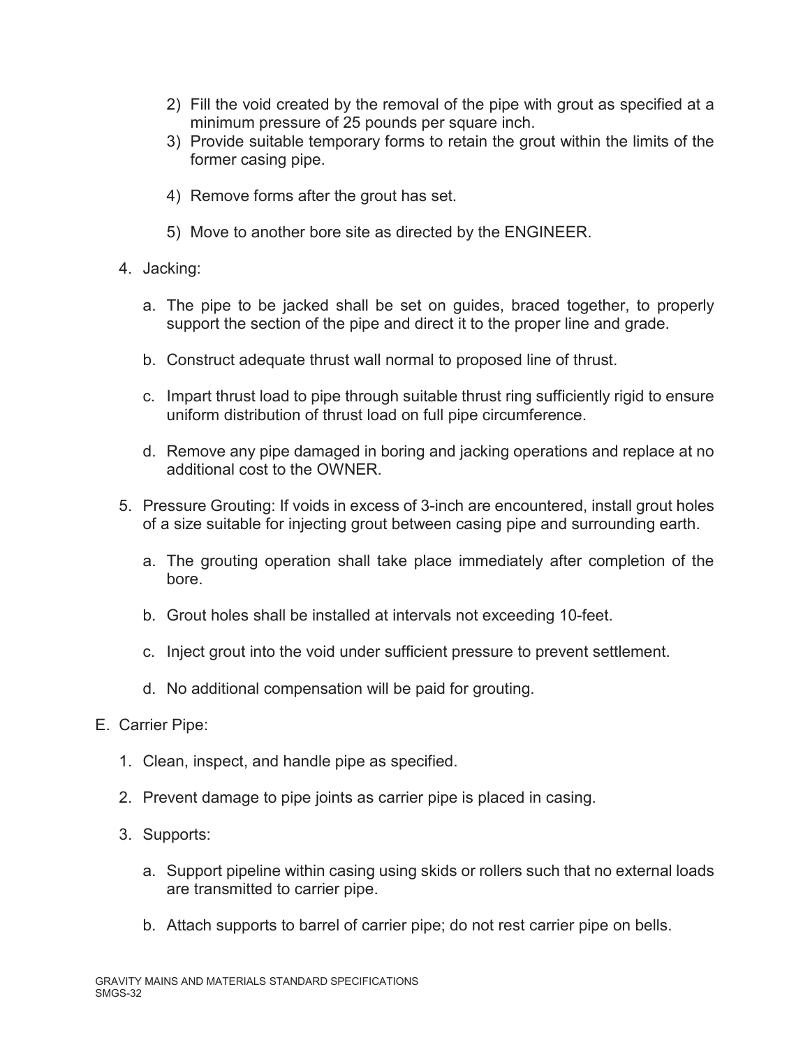2) Fill the void created by the removal of the pipe with grout as specified at a minimum pressure of 25 pounds per square inch.
3) Provide suitable temporary forms to retain the grout within the limits of the former casing pipe.
4) Remove forms after the grout has set.
5) Move to another bore site as directed by the ENGINEER.

4. Jacking:

   a. The pipe to be jacked shall be set on guides, braced together, to properly support the section of the pipe and direct it to the proper line and grade.

   b. Construct adequate thrust wall normal to proposed line of thrust.

   c. Impart thrust load to pipe through suitable thrust ring sufficiently rigid to ensure uniform distribution of thrust load on full pipe circumference.

   d. Remove any pipe damaged in boring and jacking operations and replace at no additional cost to the OWNER.

5. Pressure Grouting: If voids in excess of 3-inch are encountered, install grout holes of a size suitable for injecting grout between casing pipe and surrounding earth.

   a. The grouting operation shall take place immediately after completion of the bore.

   b. Grout holes shall be installed at intervals not exceeding 10-feet.

   c. Inject grout into the void under sufficient pressure to prevent settlement.

   d. No additional compensation will be paid for grouting.

E. Carrier Pipe:

1. Clean, inspect, and handle pipe as specified.

2. Prevent damage to pipe joints as carrier pipe is placed in casing.

3. Supports:

   a. Support pipeline within casing using skids or rollers such that no external loads are transmitted to carrier pipe.

   b. Attach supports to barrel of carrier pipe; do not rest carrier pipe on bells.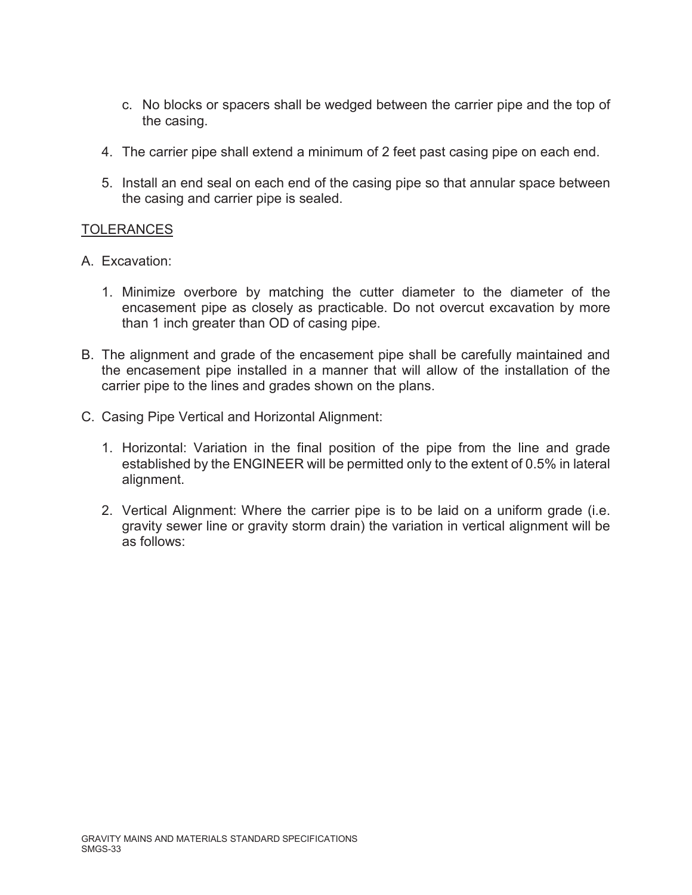c. No blocks or spacers shall be wedged between the carrier pipe and the top of the casing.

4. The carrier pipe shall extend a minimum of 2 feet past casing pipe on each end.

5. Install an end seal on each end of the casing pipe so that annular space between the casing and carrier pipe is sealed.

<u>TOLERANCES</u>

A. Excavation:

1. Minimize overbore by matching the cutter diameter to the diameter of the encasement pipe as closely as practicable. Do not overcut excavation by more than 1 inch greater than OD of casing pipe.

B. The alignment and grade of the encasement pipe shall be carefully maintained and the encasement pipe installed in a manner that will allow of the installation of the carrier pipe to the lines and grades shown on the plans.

C. Casing Pipe Vertical and Horizontal Alignment:

1. Horizontal: Variation in the final position of the pipe from the line and grade established by the ENGINEER will be permitted only to the extent of 0.5% in lateral alignment.

2. Vertical Alignment: Where the carrier pipe is to be laid on a uniform grade (i.e. gravity sewer line or gravity storm drain) the variation in vertical alignment will be as follows: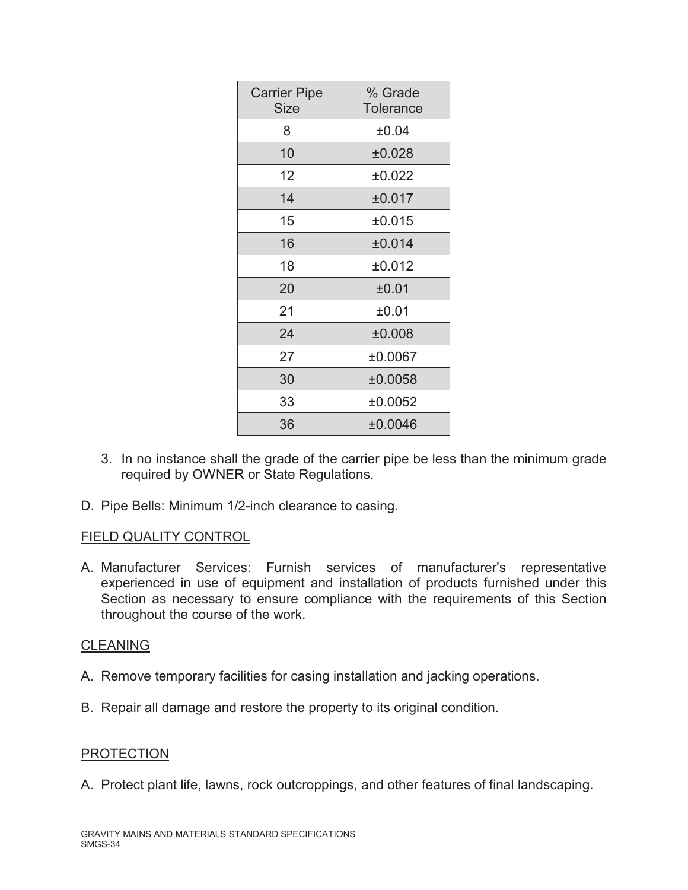| Carrier Pipe Size | % Grade Tolerance |
|---|---|
| 8 | ±0.04 |
| 10 | ±0.028 |
| 12 | ±0.022 |
| 14 | ±0.017 |
| 15 | ±0.015 |
| 16 | ±0.014 |
| 18 | ±0.012 |
| 20 | ±0.01 |
| 21 | ±0.01 |
| 24 | ±0.008 |
| 27 | ±0.0067 |
| 30 | ±0.0058 |
| 33 | ±0.0052 |
| 36 | ±0.0046 |

3. In no instance shall the grade of the carrier pipe be less than the minimum grade required by OWNER or State Regulations.

D. Pipe Bells: Minimum 1/2-inch clearance to casing.

<u>FIELD QUALITY CONTROL</u>

A. Manufacturer Services: Furnish services of manufacturer's representative experienced in use of equipment and installation of products furnished under this Section as necessary to ensure compliance with the requirements of this Section throughout the course of the work.

<u>CLEANING</u>

A. Remove temporary facilities for casing installation and jacking operations.

B. Repair all damage and restore the property to its original condition.

<u>PROTECTION</u>

A. Protect plant life, lawns, rock outcroppings, and other features of final landscaping.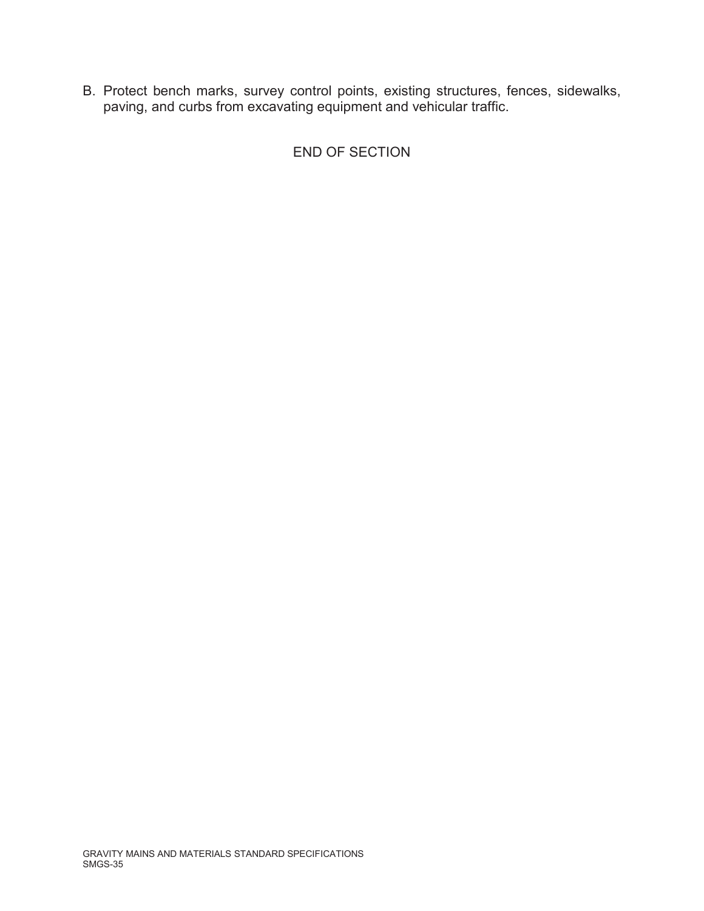B. Protect bench marks, survey control points, existing structures, fences, sidewalks, paving, and curbs from excavating equipment and vehicular traffic.

END OF SECTION